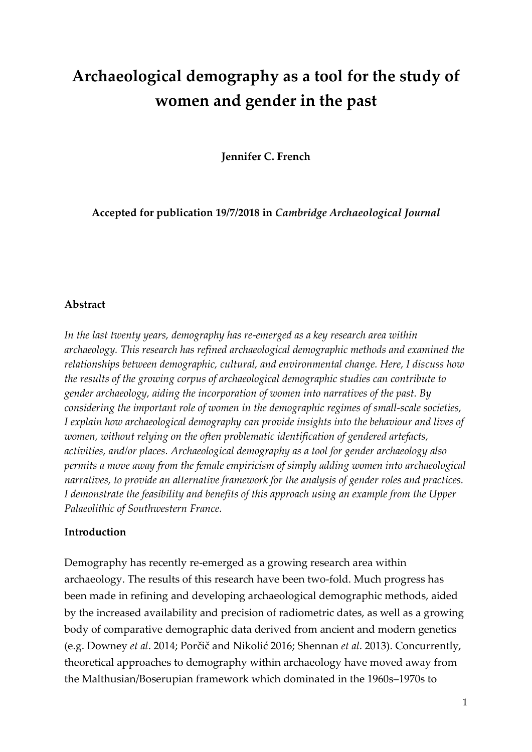# Archaeological demography as a tool for the study of women and gender in the past

**Jennifer C. French**

**Accepted for publication 19/7/2018 in *Cambridge Archaeological Journal***

## Abstract

*In the last twenty years, demography has re-emerged as a key research area within archaeology. This research has refined archaeological demographic methods and examined the relationships between demographic, cultural, and environmental change. Here, I discuss how the results of the growing corpus of archaeological demographic studies can contribute to gender archaeology, aiding the incorporation of women into narratives of the past. By considering the important role of women in the demographic regimes of small-scale societies, I explain how archaeological demography can provide insights into the behaviour and lives of women, without relying on the often problematic identification of gendered artefacts, activities, and/or places. Archaeological demography as a tool for gender archaeology also permits a move away from the female empiricism of simply adding women into archaeological narratives, to provide an alternative framework for the analysis of gender roles and practices. I demonstrate the feasibility and benefits of this approach using an example from the Upper Palaeolithic of Southwestern France.*

## Introduction

Demography has recently re-emerged as a growing research area within archaeology. The results of this research have been two-fold. Much progress has been made in refining and developing archaeological demographic methods, aided by the increased availability and precision of radiometric dates, as well as a growing body of comparative demographic data derived from ancient and modern genetics (e.g. Downey *et al*. 2014; Porčič and Nikolić 2016; Shennan *et al*. 2013). Concurrently, theoretical approaches to demography within archaeology have moved away from the Malthusian/Boserupian framework which dominated in the 1960s–1970s to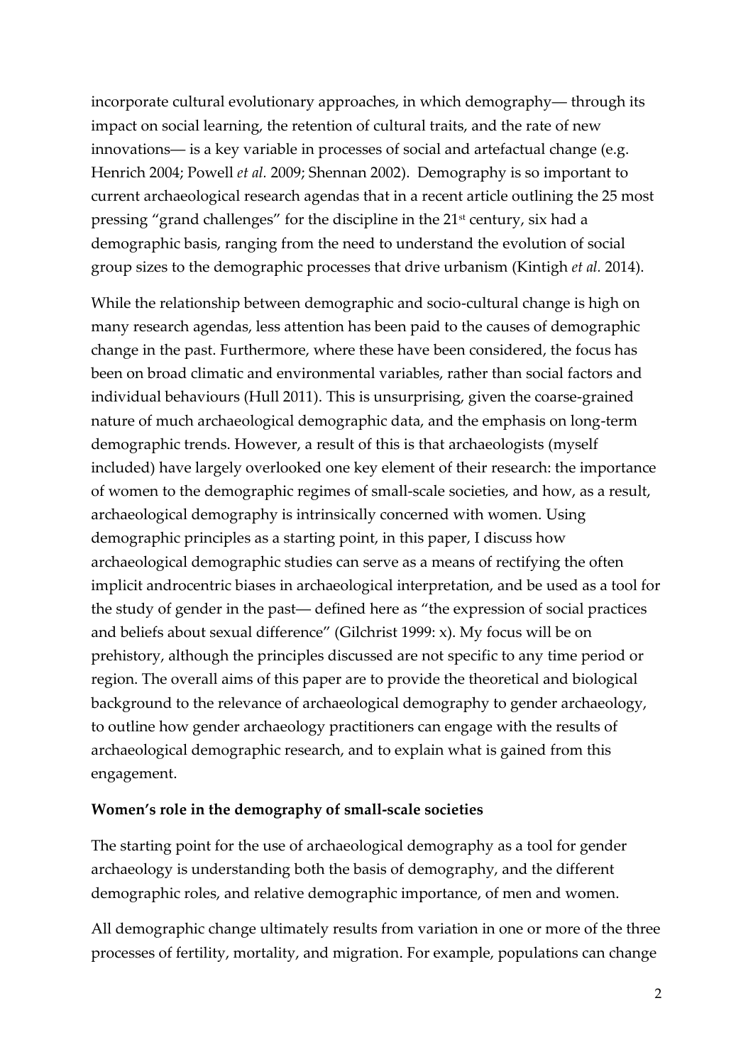incorporate cultural evolutionary approaches, in which demography— through its impact on social learning, the retention of cultural traits, and the rate of new innovations— is a key variable in processes of social and artefactual change (e.g. Henrich 2004; Powell *et al.* 2009; Shennan 2002). Demography is so important to current archaeological research agendas that in a recent article outlining the 25 most pressing "grand challenges" for the discipline in the 21st century, six had a demographic basis, ranging from the need to understand the evolution of social group sizes to the demographic processes that drive urbanism (Kintigh *et al.* 2014).

While the relationship between demographic and socio-cultural change is high on many research agendas, less attention has been paid to the causes of demographic change in the past. Furthermore, where these have been considered, the focus has been on broad climatic and environmental variables, rather than social factors and individual behaviours (Hull 2011). This is unsurprising, given the coarse-grained nature of much archaeological demographic data, and the emphasis on long-term demographic trends. However, a result of this is that archaeologists (myself included) have largely overlooked one key element of their research: the importance of women to the demographic regimes of small-scale societies, and how, as a result, archaeological demography is intrinsically concerned with women. Using demographic principles as a starting point, in this paper, I discuss how archaeological demographic studies can serve as a means of rectifying the often implicit androcentric biases in archaeological interpretation, and be used as a tool for the study of gender in the past— defined here as "the expression of social practices and beliefs about sexual difference" (Gilchrist 1999: x). My focus will be on prehistory, although the principles discussed are not specific to any time period or region. The overall aims of this paper are to provide the theoretical and biological background to the relevance of archaeological demography to gender archaeology, to outline how gender archaeology practitioners can engage with the results of archaeological demographic research, and to explain what is gained from this engagement.

**Women's role in the demography of small-scale societies**

The starting point for the use of archaeological demography as a tool for gender archaeology is understanding both the basis of demography, and the different demographic roles, and relative demographic importance, of men and women.

All demographic change ultimately results from variation in one or more of the three processes of fertility, mortality, and migration. For example, populations can change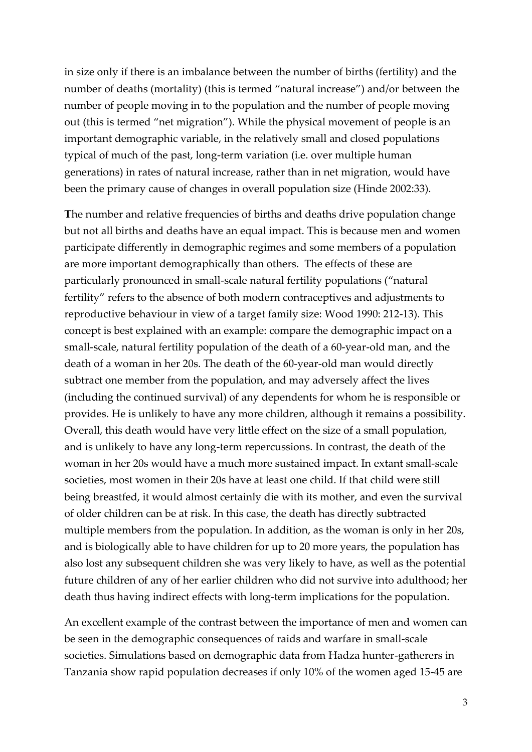in size only if there is an imbalance between the number of births (fertility) and the number of deaths (mortality) (this is termed "natural increase") and/or between the number of people moving in to the population and the number of people moving out (this is termed "net migration"). While the physical movement of people is an important demographic variable, in the relatively small and closed populations typical of much of the past, long-term variation (i.e. over multiple human generations) in rates of natural increase, rather than in net migration, would have been the primary cause of changes in overall population size (Hinde 2002:33).

**T**he number and relative frequencies of births and deaths drive population change but not all births and deaths have an equal impact. This is because men and women participate differently in demographic regimes and some members of a population are more important demographically than others. The effects of these are particularly pronounced in small-scale natural fertility populations ("natural fertility" refers to the absence of both modern contraceptives and adjustments to reproductive behaviour in view of a target family size: Wood 1990: 212-13). This concept is best explained with an example: compare the demographic impact on a small-scale, natural fertility population of the death of a 60-year-old man, and the death of a woman in her 20s. The death of the 60-year-old man would directly subtract one member from the population, and may adversely affect the lives (including the continued survival) of any dependents for whom he is responsible or provides. He is unlikely to have any more children, although it remains a possibility. Overall, this death would have very little effect on the size of a small population, and is unlikely to have any long-term repercussions. In contrast, the death of the woman in her 20s would have a much more sustained impact. In extant small-scale societies, most women in their 20s have at least one child. If that child were still being breastfed, it would almost certainly die with its mother, and even the survival of older children can be at risk. In this case, the death has directly subtracted multiple members from the population. In addition, as the woman is only in her 20s, and is biologically able to have children for up to 20 more years, the population has also lost any subsequent children she was very likely to have, as well as the potential future children of any of her earlier children who did not survive into adulthood; her death thus having indirect effects with long-term implications for the population.

An excellent example of the contrast between the importance of men and women can be seen in the demographic consequences of raids and warfare in small-scale societies. Simulations based on demographic data from Hadza hunter-gatherers in Tanzania show rapid population decreases if only 10% of the women aged 15-45 are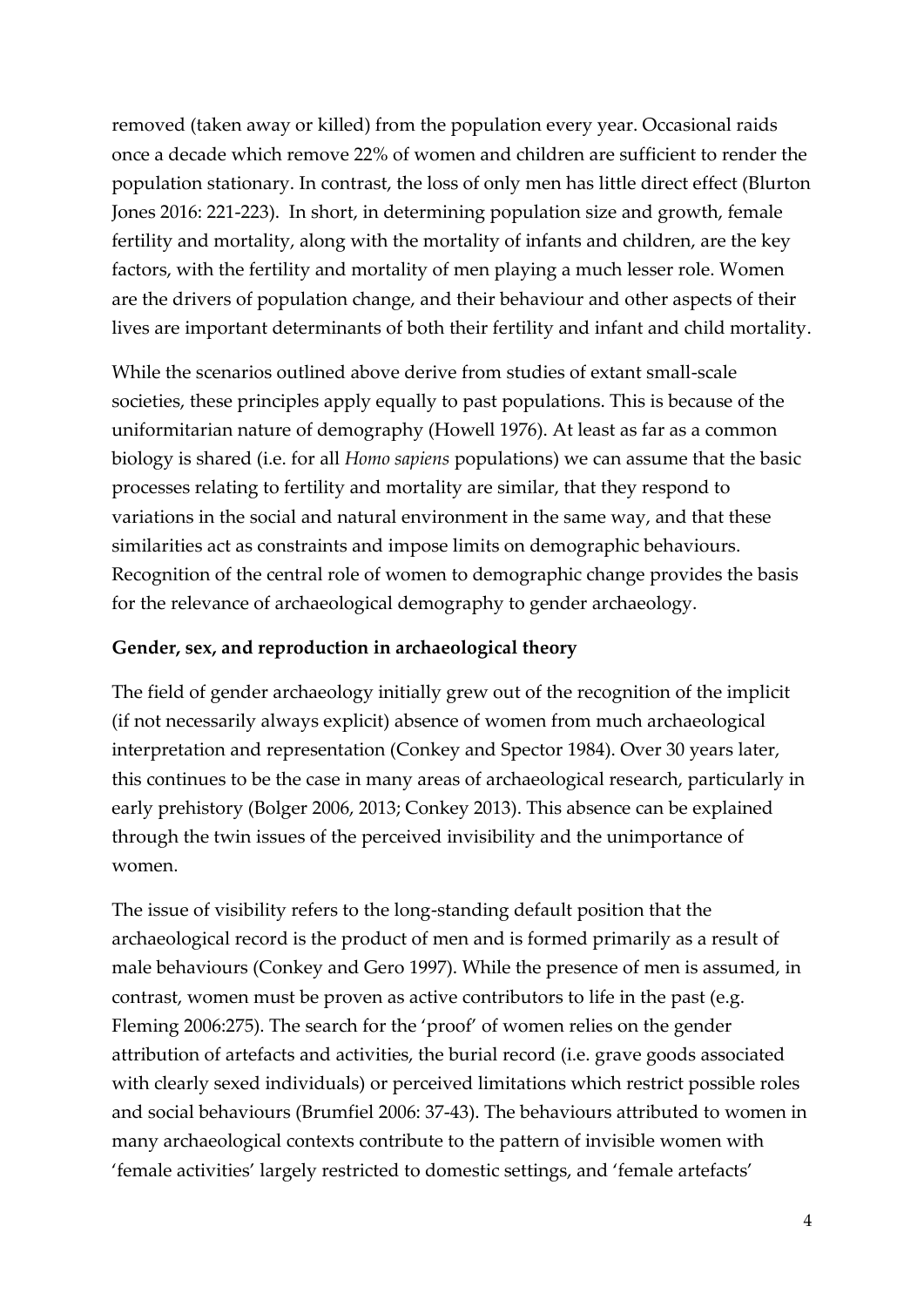removed (taken away or killed) from the population every year. Occasional raids once a decade which remove 22% of women and children are sufficient to render the population stationary. In contrast, the loss of only men has little direct effect (Blurton Jones 2016: 221-223). In short, in determining population size and growth, female fertility and mortality, along with the mortality of infants and children, are the key factors, with the fertility and mortality of men playing a much lesser role. Women are the drivers of population change, and their behaviour and other aspects of their lives are important determinants of both their fertility and infant and child mortality.

While the scenarios outlined above derive from studies of extant small-scale societies, these principles apply equally to past populations. This is because of the uniformitarian nature of demography (Howell 1976). At least as far as a common biology is shared (i.e. for all *Homo sapiens* populations) we can assume that the basic processes relating to fertility and mortality are similar, that they respond to variations in the social and natural environment in the same way, and that these similarities act as constraints and impose limits on demographic behaviours. Recognition of the central role of women to demographic change provides the basis for the relevance of archaeological demography to gender archaeology.

**Gender, sex, and reproduction in archaeological theory**

The field of gender archaeology initially grew out of the recognition of the implicit (if not necessarily always explicit) absence of women from much archaeological interpretation and representation (Conkey and Spector 1984). Over 30 years later, this continues to be the case in many areas of archaeological research, particularly in early prehistory (Bolger 2006, 2013; Conkey 2013). This absence can be explained through the twin issues of the perceived invisibility and the unimportance of women.

The issue of visibility refers to the long-standing default position that the archaeological record is the product of men and is formed primarily as a result of male behaviours (Conkey and Gero 1997). While the presence of men is assumed, in contrast, women must be proven as active contributors to life in the past (e.g. Fleming 2006:275). The search for the 'proof' of women relies on the gender attribution of artefacts and activities, the burial record (i.e. grave goods associated with clearly sexed individuals) or perceived limitations which restrict possible roles and social behaviours (Brumfiel 2006: 37-43). The behaviours attributed to women in many archaeological contexts contribute to the pattern of invisible women with 'female activities' largely restricted to domestic settings, and 'female artefacts'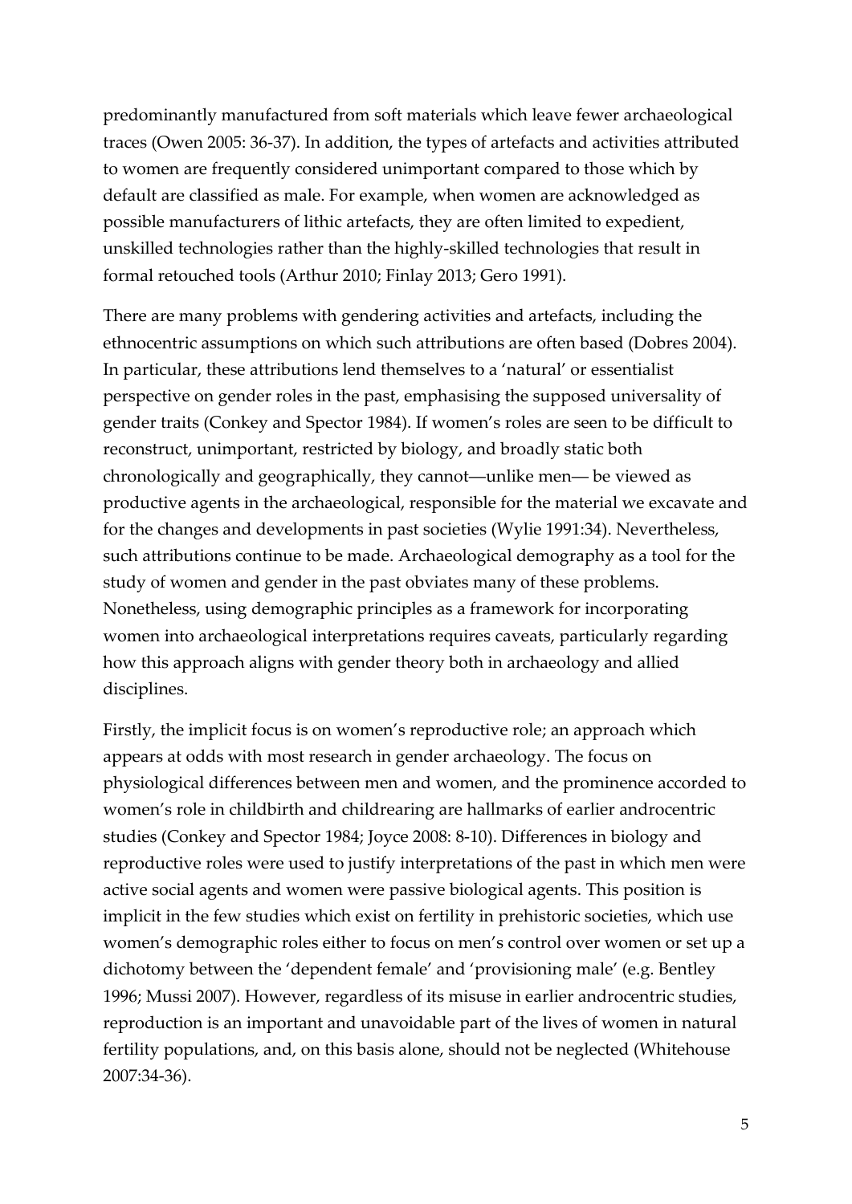predominantly manufactured from soft materials which leave fewer archaeological traces (Owen 2005: 36-37). In addition, the types of artefacts and activities attributed to women are frequently considered unimportant compared to those which by default are classified as male. For example, when women are acknowledged as possible manufacturers of lithic artefacts, they are often limited to expedient, unskilled technologies rather than the highly-skilled technologies that result in formal retouched tools (Arthur 2010; Finlay 2013; Gero 1991).

There are many problems with gendering activities and artefacts, including the ethnocentric assumptions on which such attributions are often based (Dobres 2004). In particular, these attributions lend themselves to a 'natural' or essentialist perspective on gender roles in the past, emphasising the supposed universality of gender traits (Conkey and Spector 1984). If women's roles are seen to be difficult to reconstruct, unimportant, restricted by biology, and broadly static both chronologically and geographically, they cannot—unlike men— be viewed as productive agents in the archaeological, responsible for the material we excavate and for the changes and developments in past societies (Wylie 1991:34). Nevertheless, such attributions continue to be made. Archaeological demography as a tool for the study of women and gender in the past obviates many of these problems. Nonetheless, using demographic principles as a framework for incorporating women into archaeological interpretations requires caveats, particularly regarding how this approach aligns with gender theory both in archaeology and allied disciplines.

Firstly, the implicit focus is on women's reproductive role; an approach which appears at odds with most research in gender archaeology. The focus on physiological differences between men and women, and the prominence accorded to women's role in childbirth and childrearing are hallmarks of earlier androcentric studies (Conkey and Spector 1984; Joyce 2008: 8-10). Differences in biology and reproductive roles were used to justify interpretations of the past in which men were active social agents and women were passive biological agents. This position is implicit in the few studies which exist on fertility in prehistoric societies, which use women's demographic roles either to focus on men's control over women or set up a dichotomy between the 'dependent female' and 'provisioning male' (e.g. Bentley 1996; Mussi 2007). However, regardless of its misuse in earlier androcentric studies, reproduction is an important and unavoidable part of the lives of women in natural fertility populations, and, on this basis alone, should not be neglected (Whitehouse 2007:34-36).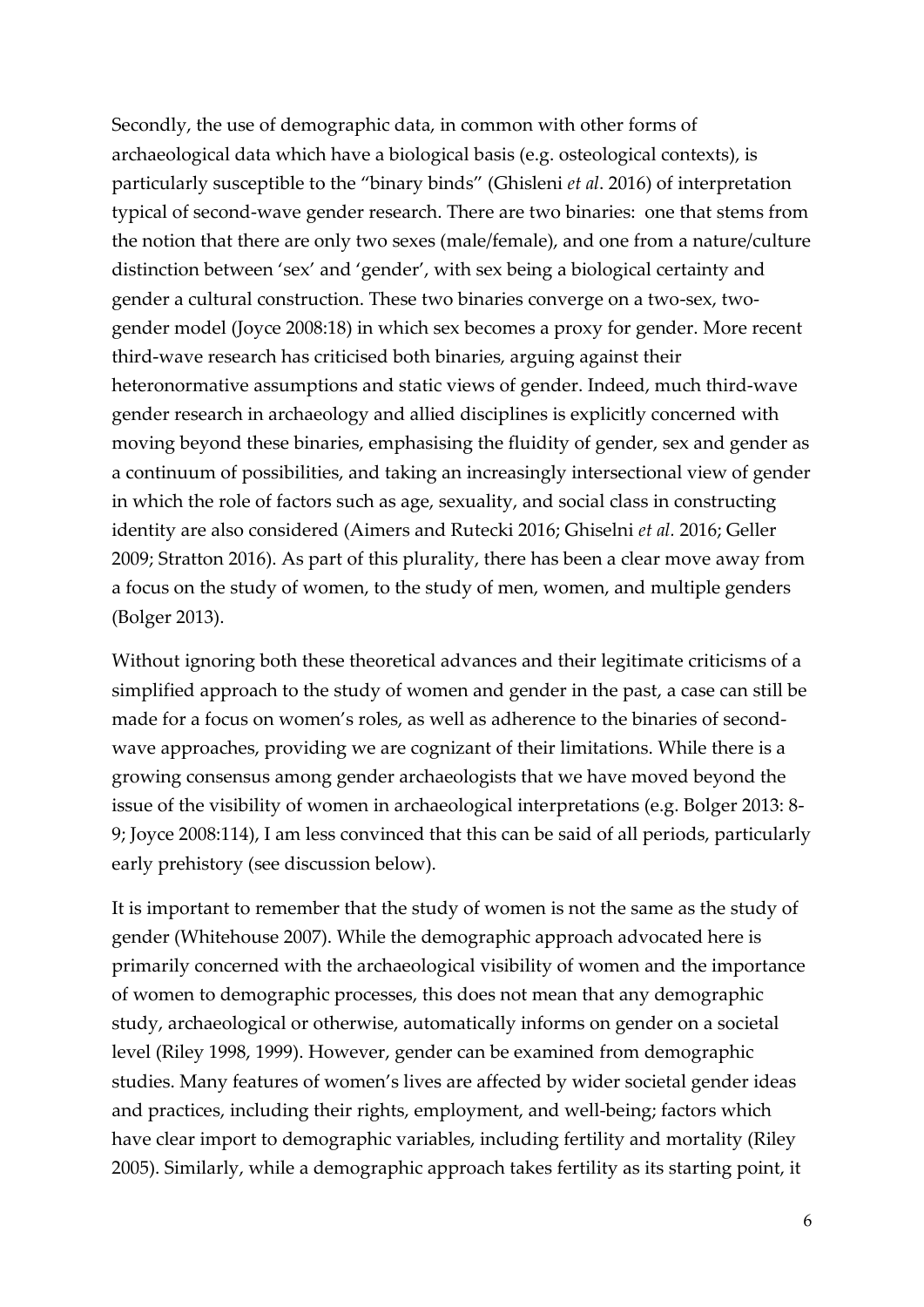Secondly, the use of demographic data, in common with other forms of archaeological data which have a biological basis (e.g. osteological contexts), is particularly susceptible to the "binary binds" (Ghisleni *et al*. 2016) of interpretation typical of second-wave gender research. There are two binaries: one that stems from the notion that there are only two sexes (male/female), and one from a nature/culture distinction between 'sex' and 'gender', with sex being a biological certainty and gender a cultural construction. These two binaries converge on a two-sex, two-gender model (Joyce 2008:18) in which sex becomes a proxy for gender. More recent third-wave research has criticised both binaries, arguing against their heteronormative assumptions and static views of gender. Indeed, much third-wave gender research in archaeology and allied disciplines is explicitly concerned with moving beyond these binaries, emphasising the fluidity of gender, sex and gender as a continuum of possibilities, and taking an increasingly intersectional view of gender in which the role of factors such as age, sexuality, and social class in constructing identity are also considered (Aimers and Rutecki 2016; Ghiselni *et al*. 2016; Geller 2009; Stratton 2016). As part of this plurality, there has been a clear move away from a focus on the study of women, to the study of men, women, and multiple genders (Bolger 2013).

Without ignoring both these theoretical advances and their legitimate criticisms of a simplified approach to the study of women and gender in the past, a case can still be made for a focus on women's roles, as well as adherence to the binaries of second-wave approaches, providing we are cognizant of their limitations. While there is a growing consensus among gender archaeologists that we have moved beyond the issue of the visibility of women in archaeological interpretations (e.g. Bolger 2013: 8-9; Joyce 2008:114), I am less convinced that this can be said of all periods, particularly early prehistory (see discussion below).

It is important to remember that the study of women is not the same as the study of gender (Whitehouse 2007). While the demographic approach advocated here is primarily concerned with the archaeological visibility of women and the importance of women to demographic processes, this does not mean that any demographic study, archaeological or otherwise, automatically informs on gender on a societal level (Riley 1998, 1999). However, gender can be examined from demographic studies. Many features of women's lives are affected by wider societal gender ideas and practices, including their rights, employment, and well-being; factors which have clear import to demographic variables, including fertility and mortality (Riley 2005). Similarly, while a demographic approach takes fertility as its starting point, it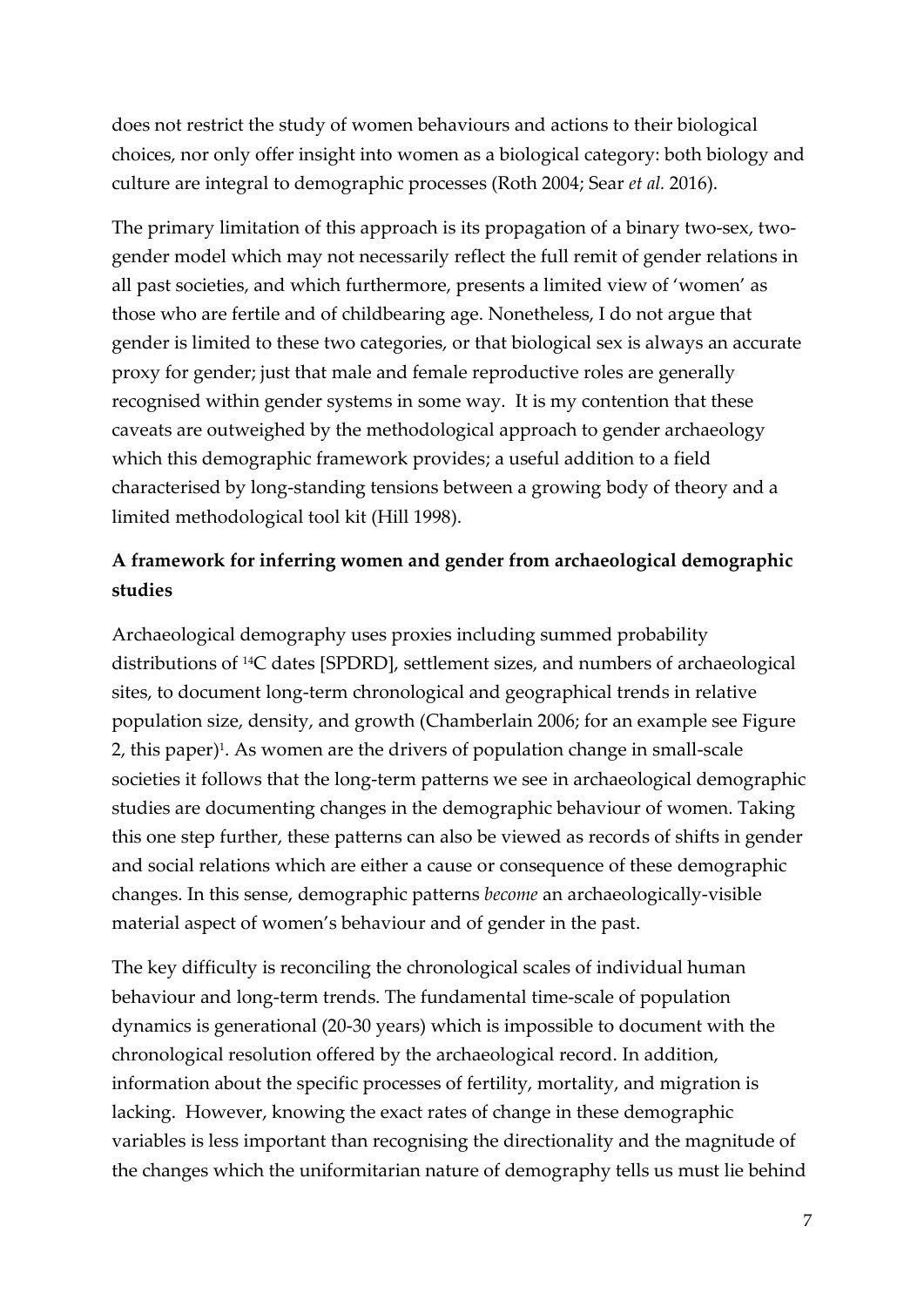does not restrict the study of women behaviours and actions to their biological choices, nor only offer insight into women as a biological category: both biology and culture are integral to demographic processes (Roth 2004; Sear *et al.* 2016).

The primary limitation of this approach is its propagation of a binary two-sex, two-gender model which may not necessarily reflect the full remit of gender relations in all past societies, and which furthermore, presents a limited view of 'women' as those who are fertile and of childbearing age. Nonetheless, I do not argue that gender is limited to these two categories, or that biological sex is always an accurate proxy for gender; just that male and female reproductive roles are generally recognised within gender systems in some way. It is my contention that these caveats are outweighed by the methodological approach to gender archaeology which this demographic framework provides; a useful addition to a field characterised by long-standing tensions between a growing body of theory and a limited methodological tool kit (Hill 1998).

**A framework for inferring women and gender from archaeological demographic studies**

Archaeological demography uses proxies including summed probability distributions of $^{14}$C dates [SPDRD], settlement sizes, and numbers of archaeological sites, to document long-term chronological and geographical trends in relative population size, density, and growth (Chamberlain 2006; for an example see Figure 2, this paper)[1]. As women are the drivers of population change in small-scale societies it follows that the long-term patterns we see in archaeological demographic studies are documenting changes in the demographic behaviour of women. Taking this one step further, these patterns can also be viewed as records of shifts in gender and social relations which are either a cause or consequence of these demographic changes. In this sense, demographic patterns *become* an archaeologically-visible material aspect of women's behaviour and of gender in the past.

The key difficulty is reconciling the chronological scales of individual human behaviour and long-term trends. The fundamental time-scale of population dynamics is generational (20-30 years) which is impossible to document with the chronological resolution offered by the archaeological record. In addition, information about the specific processes of fertility, mortality, and migration is lacking. However, knowing the exact rates of change in these demographic variables is less important than recognising the directionality and the magnitude of the changes which the uniformitarian nature of demography tells us must lie behind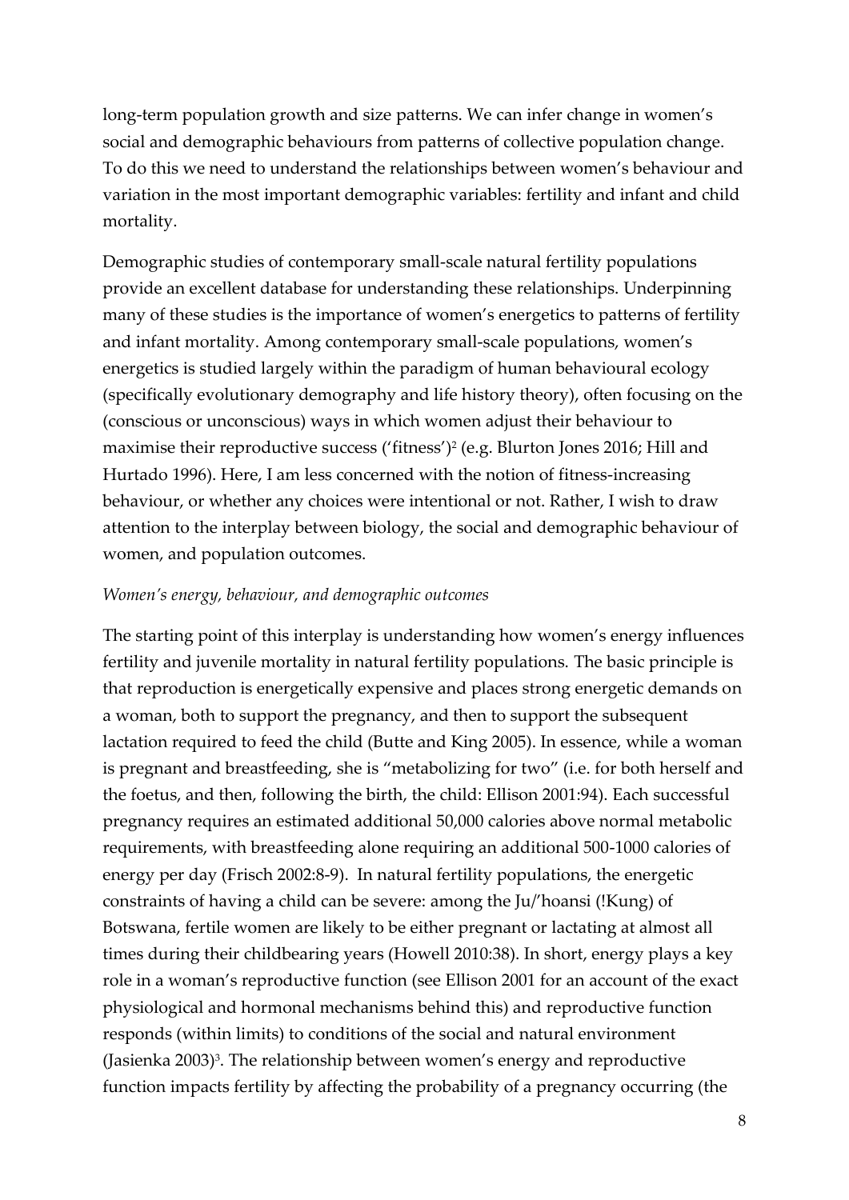long-term population growth and size patterns. We can infer change in women's social and demographic behaviours from patterns of collective population change. To do this we need to understand the relationships between women's behaviour and variation in the most important demographic variables: fertility and infant and child mortality.

Demographic studies of contemporary small-scale natural fertility populations provide an excellent database for understanding these relationships. Underpinning many of these studies is the importance of women's energetics to patterns of fertility and infant mortality. Among contemporary small-scale populations, women's energetics is studied largely within the paradigm of human behavioural ecology (specifically evolutionary demography and life history theory), often focusing on the (conscious or unconscious) ways in which women adjust their behaviour to maximise their reproductive success ('fitness')[2] (e.g. Blurton Jones 2016; Hill and Hurtado 1996). Here, I am less concerned with the notion of fitness-increasing behaviour, or whether any choices were intentional or not. Rather, I wish to draw attention to the interplay between biology, the social and demographic behaviour of women, and population outcomes.

*Women's energy, behaviour, and demographic outcomes*

The starting point of this interplay is understanding how women's energy influences fertility and juvenile mortality in natural fertility populations. The basic principle is that reproduction is energetically expensive and places strong energetic demands on a woman, both to support the pregnancy, and then to support the subsequent lactation required to feed the child (Butte and King 2005). In essence, while a woman is pregnant and breastfeeding, she is "metabolizing for two" (i.e. for both herself and the foetus, and then, following the birth, the child: Ellison 2001:94). Each successful pregnancy requires an estimated additional 50,000 calories above normal metabolic requirements, with breastfeeding alone requiring an additional 500-1000 calories of energy per day (Frisch 2002:8-9). In natural fertility populations, the energetic constraints of having a child can be severe: among the Ju/'hoansi (!Kung) of Botswana, fertile women are likely to be either pregnant or lactating at almost all times during their childbearing years (Howell 2010:38). In short, energy plays a key role in a woman's reproductive function (see Ellison 2001 for an account of the exact physiological and hormonal mechanisms behind this) and reproductive function responds (within limits) to conditions of the social and natural environment (Jasienka 2003)[3]. The relationship between women's energy and reproductive function impacts fertility by affecting the probability of a pregnancy occurring (the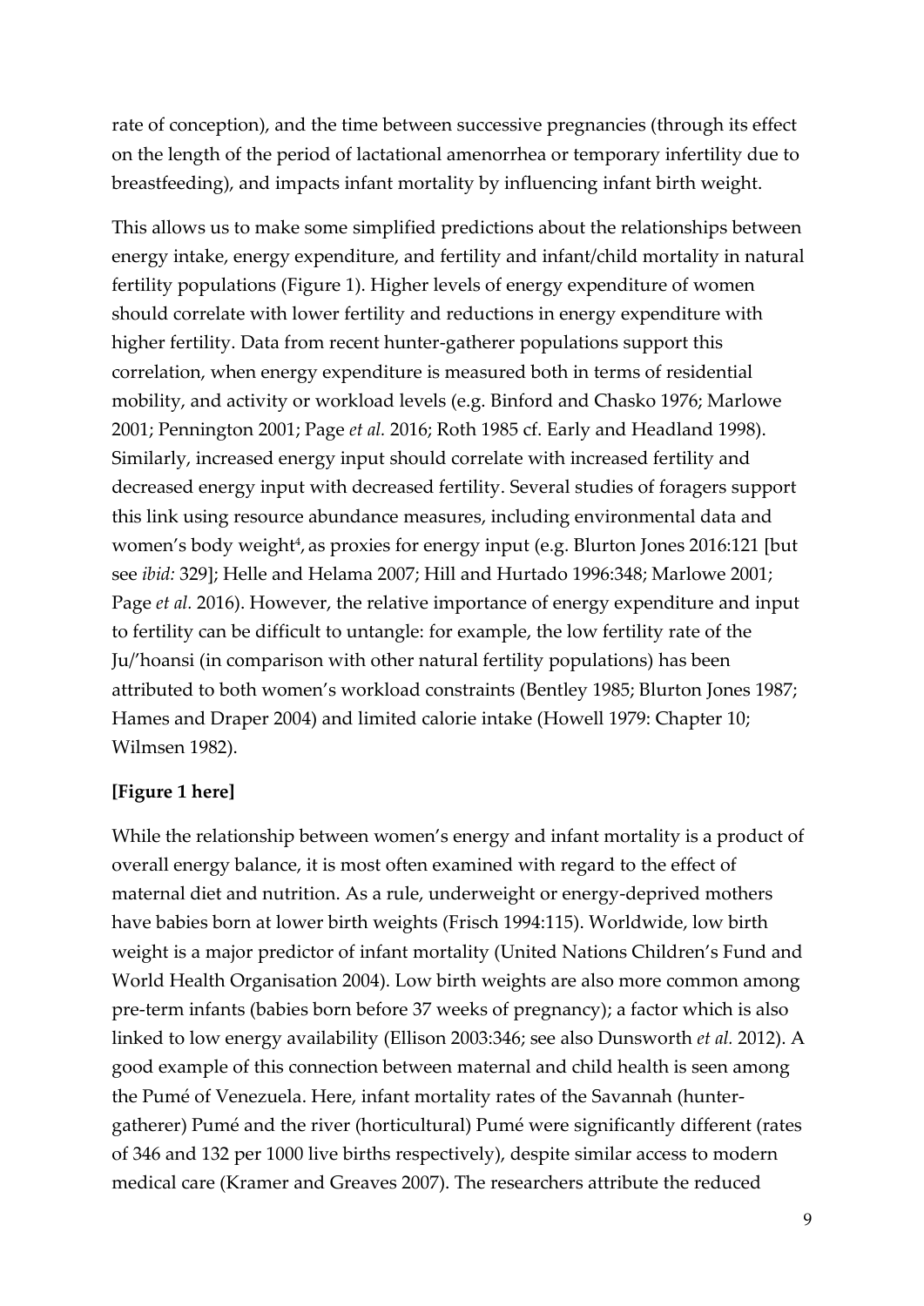rate of conception), and the time between successive pregnancies (through its effect on the length of the period of lactational amenorrhea or temporary infertility due to breastfeeding), and impacts infant mortality by influencing infant birth weight.

This allows us to make some simplified predictions about the relationships between energy intake, energy expenditure, and fertility and infant/child mortality in natural fertility populations (Figure 1). Higher levels of energy expenditure of women should correlate with lower fertility and reductions in energy expenditure with higher fertility. Data from recent hunter-gatherer populations support this correlation, when energy expenditure is measured both in terms of residential mobility, and activity or workload levels (e.g. Binford and Chasko 1976; Marlowe 2001; Pennington 2001; Page *et al.* 2016; Roth 1985 cf. Early and Headland 1998). Similarly, increased energy input should correlate with increased fertility and decreased energy input with decreased fertility. Several studies of foragers support this link using resource abundance measures, including environmental data and women's body weight[4], as proxies for energy input (e.g. Blurton Jones 2016:121 [but see *ibid:* 329]; Helle and Helama 2007; Hill and Hurtado 1996:348; Marlowe 2001; Page *et al.* 2016). However, the relative importance of energy expenditure and input to fertility can be difficult to untangle: for example, the low fertility rate of the Ju/'hoansi (in comparison with other natural fertility populations) has been attributed to both women's workload constraints (Bentley 1985; Blurton Jones 1987; Hames and Draper 2004) and limited calorie intake (Howell 1979: Chapter 10; Wilmsen 1982).

**[Figure 1 here]**

While the relationship between women's energy and infant mortality is a product of overall energy balance, it is most often examined with regard to the effect of maternal diet and nutrition. As a rule, underweight or energy-deprived mothers have babies born at lower birth weights (Frisch 1994:115). Worldwide, low birth weight is a major predictor of infant mortality (United Nations Children's Fund and World Health Organisation 2004). Low birth weights are also more common among pre-term infants (babies born before 37 weeks of pregnancy); a factor which is also linked to low energy availability (Ellison 2003:346; see also Dunsworth *et al.* 2012). A good example of this connection between maternal and child health is seen among the Pumé of Venezuela. Here, infant mortality rates of the Savannah (hunter-gatherer) Pumé and the river (horticultural) Pumé were significantly different (rates of 346 and 132 per 1000 live births respectively), despite similar access to modern medical care (Kramer and Greaves 2007). The researchers attribute the reduced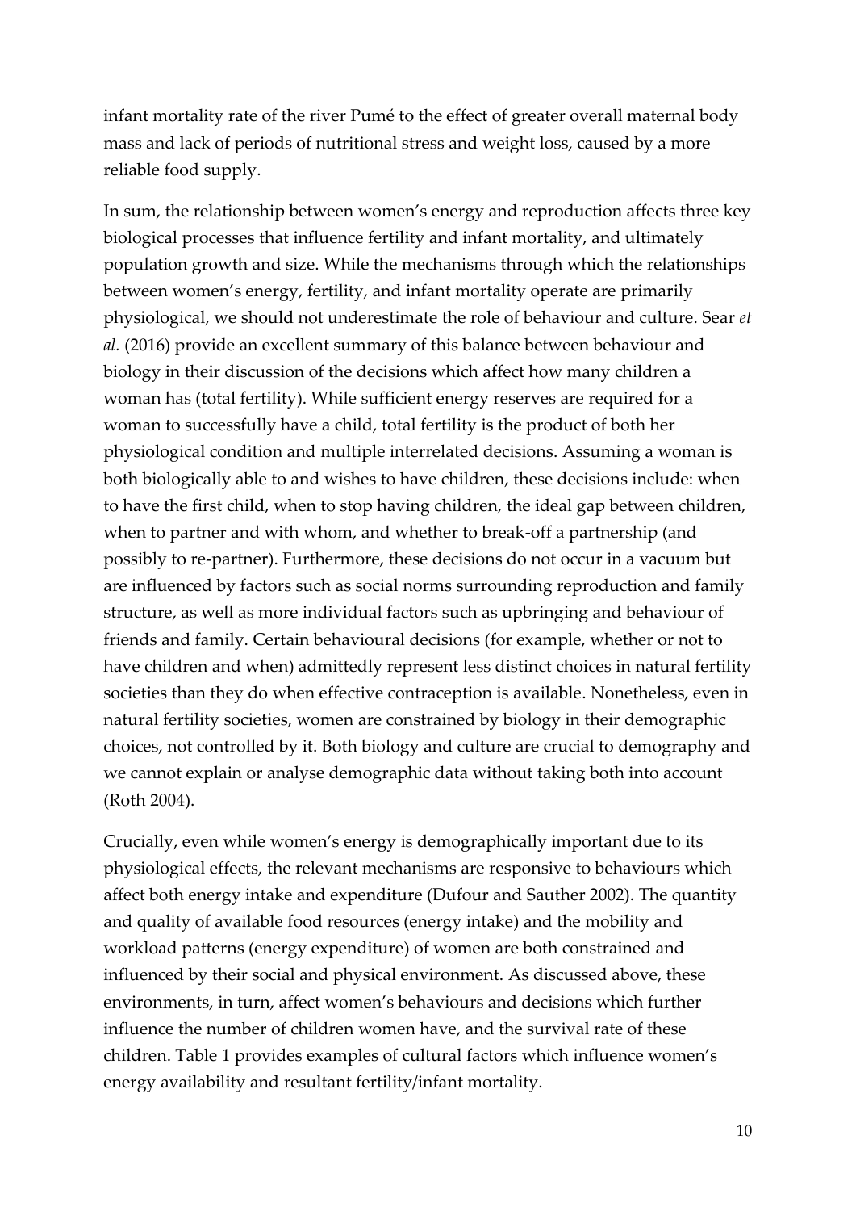infant mortality rate of the river Pumé to the effect of greater overall maternal body mass and lack of periods of nutritional stress and weight loss, caused by a more reliable food supply.

In sum, the relationship between women's energy and reproduction affects three key biological processes that influence fertility and infant mortality, and ultimately population growth and size. While the mechanisms through which the relationships between women's energy, fertility, and infant mortality operate are primarily physiological, we should not underestimate the role of behaviour and culture. Sear *et al.* (2016) provide an excellent summary of this balance between behaviour and biology in their discussion of the decisions which affect how many children a woman has (total fertility). While sufficient energy reserves are required for a woman to successfully have a child, total fertility is the product of both her physiological condition and multiple interrelated decisions. Assuming a woman is both biologically able to and wishes to have children, these decisions include: when to have the first child, when to stop having children, the ideal gap between children, when to partner and with whom, and whether to break-off a partnership (and possibly to re-partner). Furthermore, these decisions do not occur in a vacuum but are influenced by factors such as social norms surrounding reproduction and family structure, as well as more individual factors such as upbringing and behaviour of friends and family. Certain behavioural decisions (for example, whether or not to have children and when) admittedly represent less distinct choices in natural fertility societies than they do when effective contraception is available. Nonetheless, even in natural fertility societies, women are constrained by biology in their demographic choices, not controlled by it. Both biology and culture are crucial to demography and we cannot explain or analyse demographic data without taking both into account (Roth 2004).

Crucially, even while women's energy is demographically important due to its physiological effects, the relevant mechanisms are responsive to behaviours which affect both energy intake and expenditure (Dufour and Sauther 2002). The quantity and quality of available food resources (energy intake) and the mobility and workload patterns (energy expenditure) of women are both constrained and influenced by their social and physical environment. As discussed above, these environments, in turn, affect women's behaviours and decisions which further influence the number of children women have, and the survival rate of these children. Table 1 provides examples of cultural factors which influence women's energy availability and resultant fertility/infant mortality.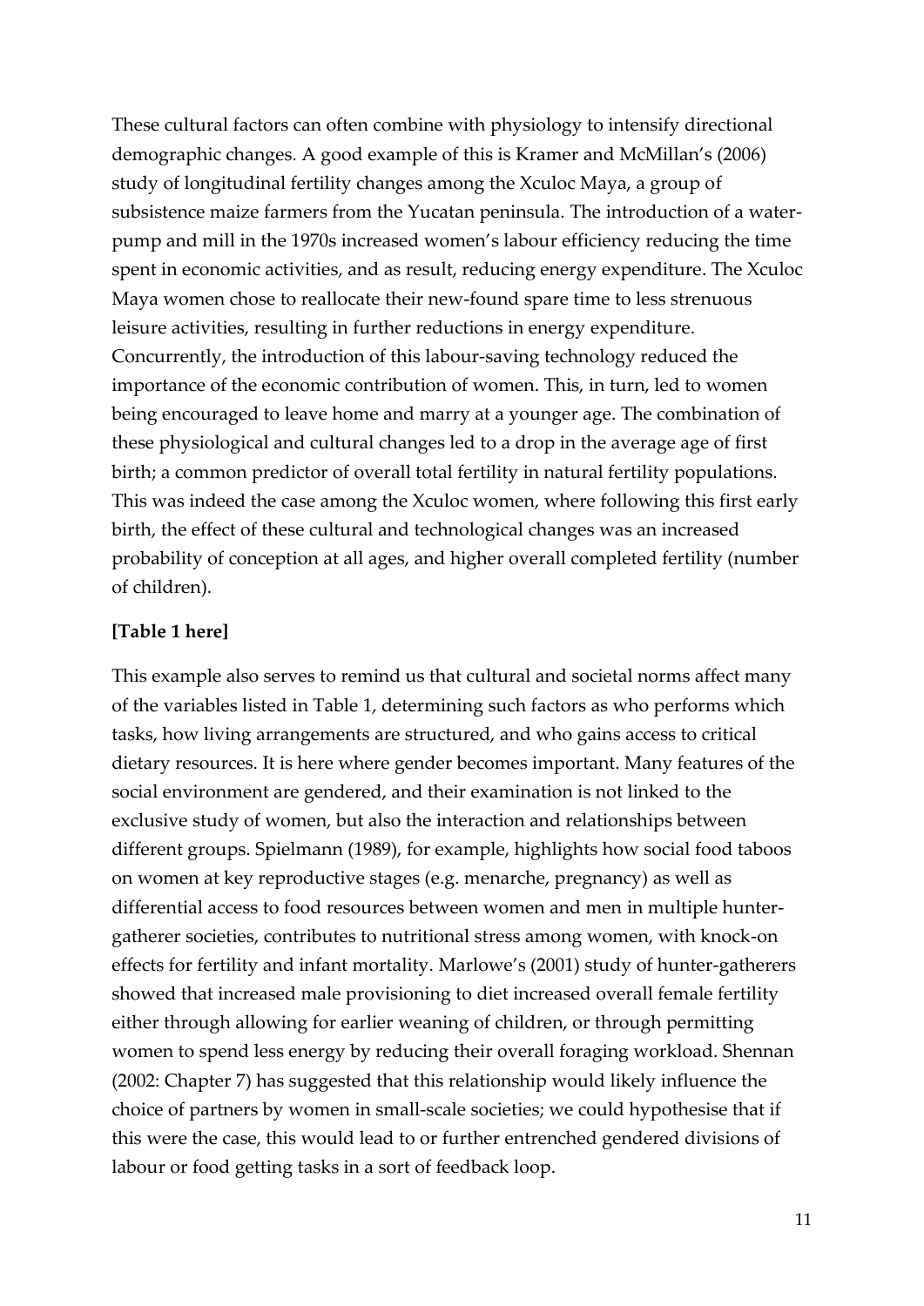These cultural factors can often combine with physiology to intensify directional demographic changes. A good example of this is Kramer and McMillan's (2006) study of longitudinal fertility changes among the Xculoc Maya, a group of subsistence maize farmers from the Yucatan peninsula. The introduction of a water-pump and mill in the 1970s increased women's labour efficiency reducing the time spent in economic activities, and as result, reducing energy expenditure. The Xculoc Maya women chose to reallocate their new-found spare time to less strenuous leisure activities, resulting in further reductions in energy expenditure. Concurrently, the introduction of this labour-saving technology reduced the importance of the economic contribution of women. This, in turn, led to women being encouraged to leave home and marry at a younger age. The combination of these physiological and cultural changes led to a drop in the average age of first birth; a common predictor of overall total fertility in natural fertility populations. This was indeed the case among the Xculoc women, where following this first early birth, the effect of these cultural and technological changes was an increased probability of conception at all ages, and higher overall completed fertility (number of children).

**[Table 1 here]**

This example also serves to remind us that cultural and societal norms affect many of the variables listed in Table 1, determining such factors as who performs which tasks, how living arrangements are structured, and who gains access to critical dietary resources. It is here where gender becomes important. Many features of the social environment are gendered, and their examination is not linked to the exclusive study of women, but also the interaction and relationships between different groups. Spielmann (1989), for example, highlights how social food taboos on women at key reproductive stages (e.g. menarche, pregnancy) as well as differential access to food resources between women and men in multiple hunter-gatherer societies, contributes to nutritional stress among women, with knock-on effects for fertility and infant mortality. Marlowe's (2001) study of hunter-gatherers showed that increased male provisioning to diet increased overall female fertility either through allowing for earlier weaning of children, or through permitting women to spend less energy by reducing their overall foraging workload. Shennan (2002: Chapter 7) has suggested that this relationship would likely influence the choice of partners by women in small-scale societies; we could hypothesise that if this were the case, this would lead to or further entrenched gendered divisions of labour or food getting tasks in a sort of feedback loop.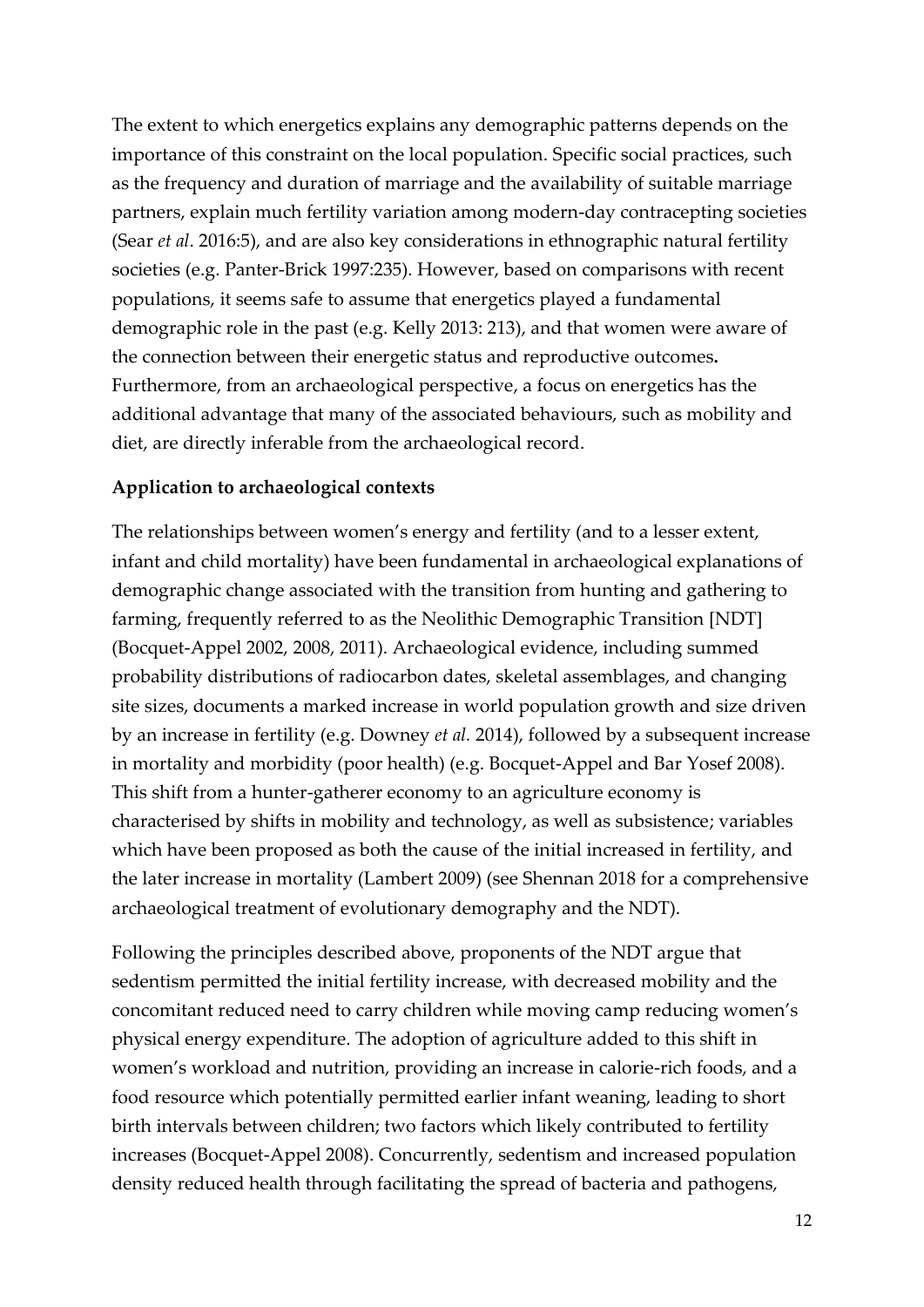The extent to which energetics explains any demographic patterns depends on the importance of this constraint on the local population. Specific social practices, such as the frequency and duration of marriage and the availability of suitable marriage partners, explain much fertility variation among modern-day contracepting societies (Sear *et al*. 2016:5), and are also key considerations in ethnographic natural fertility societies (e.g. Panter-Brick 1997:235). However, based on comparisons with recent populations, it seems safe to assume that energetics played a fundamental demographic role in the past (e.g. Kelly 2013: 213), and that women were aware of the connection between their energetic status and reproductive outcomes**.** Furthermore, from an archaeological perspective, a focus on energetics has the additional advantage that many of the associated behaviours, such as mobility and diet, are directly inferable from the archaeological record.

**Application to archaeological contexts**

The relationships between women's energy and fertility (and to a lesser extent, infant and child mortality) have been fundamental in archaeological explanations of demographic change associated with the transition from hunting and gathering to farming, frequently referred to as the Neolithic Demographic Transition [NDT] (Bocquet-Appel 2002, 2008, 2011). Archaeological evidence, including summed probability distributions of radiocarbon dates, skeletal assemblages, and changing site sizes, documents a marked increase in world population growth and size driven by an increase in fertility (e.g. Downey *et al.* 2014), followed by a subsequent increase in mortality and morbidity (poor health) (e.g. Bocquet-Appel and Bar Yosef 2008). This shift from a hunter-gatherer economy to an agriculture economy is characterised by shifts in mobility and technology, as well as subsistence; variables which have been proposed as both the cause of the initial increased in fertility, and the later increase in mortality (Lambert 2009) (see Shennan 2018 for a comprehensive archaeological treatment of evolutionary demography and the NDT).

Following the principles described above, proponents of the NDT argue that sedentism permitted the initial fertility increase, with decreased mobility and the concomitant reduced need to carry children while moving camp reducing women's physical energy expenditure. The adoption of agriculture added to this shift in women's workload and nutrition, providing an increase in calorie-rich foods, and a food resource which potentially permitted earlier infant weaning, leading to short birth intervals between children; two factors which likely contributed to fertility increases (Bocquet-Appel 2008). Concurrently, sedentism and increased population density reduced health through facilitating the spread of bacteria and pathogens,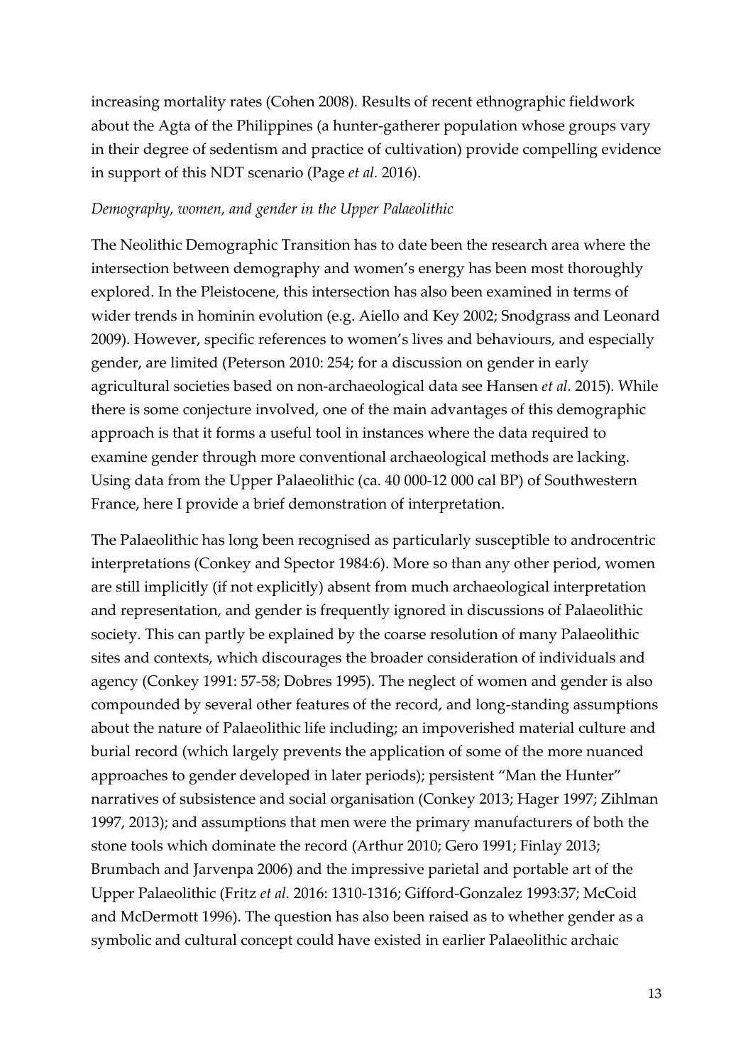increasing mortality rates (Cohen 2008). Results of recent ethnographic fieldwork about the Agta of the Philippines (a hunter-gatherer population whose groups vary in their degree of sedentism and practice of cultivation) provide compelling evidence in support of this NDT scenario (Page *et al.* 2016).

*Demography, women, and gender in the Upper Palaeolithic*

The Neolithic Demographic Transition has to date been the research area where the intersection between demography and women's energy has been most thoroughly explored. In the Pleistocene, this intersection has also been examined in terms of wider trends in hominin evolution (e.g. Aiello and Key 2002; Snodgrass and Leonard 2009). However, specific references to women's lives and behaviours, and especially gender, are limited (Peterson 2010: 254; for a discussion on gender in early agricultural societies based on non-archaeological data see Hansen *et al.* 2015). While there is some conjecture involved, one of the main advantages of this demographic approach is that it forms a useful tool in instances where the data required to examine gender through more conventional archaeological methods are lacking. Using data from the Upper Palaeolithic (ca. 40 000-12 000 cal BP) of Southwestern France, here I provide a brief demonstration of interpretation.

The Palaeolithic has long been recognised as particularly susceptible to androcentric interpretations (Conkey and Spector 1984:6). More so than any other period, women are still implicitly (if not explicitly) absent from much archaeological interpretation and representation, and gender is frequently ignored in discussions of Palaeolithic society. This can partly be explained by the coarse resolution of many Palaeolithic sites and contexts, which discourages the broader consideration of individuals and agency (Conkey 1991: 57-58; Dobres 1995). The neglect of women and gender is also compounded by several other features of the record, and long-standing assumptions about the nature of Palaeolithic life including; an impoverished material culture and burial record (which largely prevents the application of some of the more nuanced approaches to gender developed in later periods); persistent "Man the Hunter" narratives of subsistence and social organisation (Conkey 2013; Hager 1997; Zihlman 1997, 2013); and assumptions that men were the primary manufacturers of both the stone tools which dominate the record (Arthur 2010; Gero 1991; Finlay 2013; Brumbach and Jarvenpa 2006) and the impressive parietal and portable art of the Upper Palaeolithic (Fritz *et al.* 2016: 1310-1316; Gifford-Gonzalez 1993:37; McCoid and McDermott 1996). The question has also been raised as to whether gender as a symbolic and cultural concept could have existed in earlier Palaeolithic archaic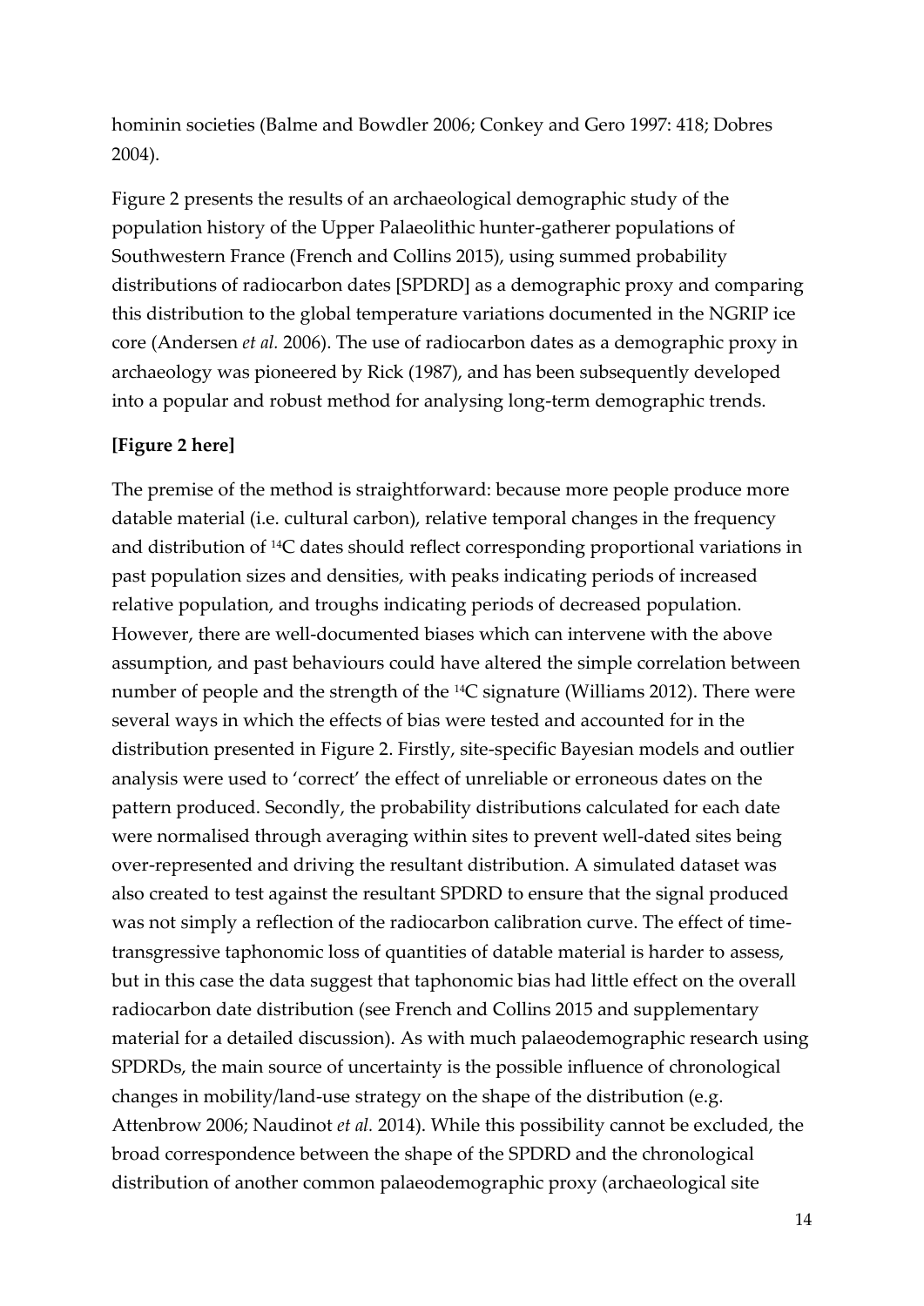hominin societies (Balme and Bowdler 2006; Conkey and Gero 1997: 418; Dobres 2004).

Figure 2 presents the results of an archaeological demographic study of the population history of the Upper Palaeolithic hunter-gatherer populations of Southwestern France (French and Collins 2015), using summed probability distributions of radiocarbon dates [SPDRD] as a demographic proxy and comparing this distribution to the global temperature variations documented in the NGRIP ice core (Andersen *et al.* 2006). The use of radiocarbon dates as a demographic proxy in archaeology was pioneered by Rick (1987), and has been subsequently developed into a popular and robust method for analysing long-term demographic trends.

**[Figure 2 here]**

The premise of the method is straightforward: because more people produce more datable material (i.e. cultural carbon), relative temporal changes in the frequency and distribution of $^{14}C$ dates should reflect corresponding proportional variations in past population sizes and densities, with peaks indicating periods of increased relative population, and troughs indicating periods of decreased population. However, there are well-documented biases which can intervene with the above assumption, and past behaviours could have altered the simple correlation between number of people and the strength of the $^{14}C$ signature (Williams 2012). There were several ways in which the effects of bias were tested and accounted for in the distribution presented in Figure 2. Firstly, site-specific Bayesian models and outlier analysis were used to 'correct' the effect of unreliable or erroneous dates on the pattern produced. Secondly, the probability distributions calculated for each date were normalised through averaging within sites to prevent well-dated sites being over-represented and driving the resultant distribution. A simulated dataset was also created to test against the resultant SPDRD to ensure that the signal produced was not simply a reflection of the radiocarbon calibration curve. The effect of time-transgressive taphonomic loss of quantities of datable material is harder to assess, but in this case the data suggest that taphonomic bias had little effect on the overall radiocarbon date distribution (see French and Collins 2015 and supplementary material for a detailed discussion). As with much palaeodemographic research using SPDRDs, the main source of uncertainty is the possible influence of chronological changes in mobility/land-use strategy on the shape of the distribution (e.g. Attenbrow 2006; Naudinot *et al.* 2014). While this possibility cannot be excluded, the broad correspondence between the shape of the SPDRD and the chronological distribution of another common palaeodemographic proxy (archaeological site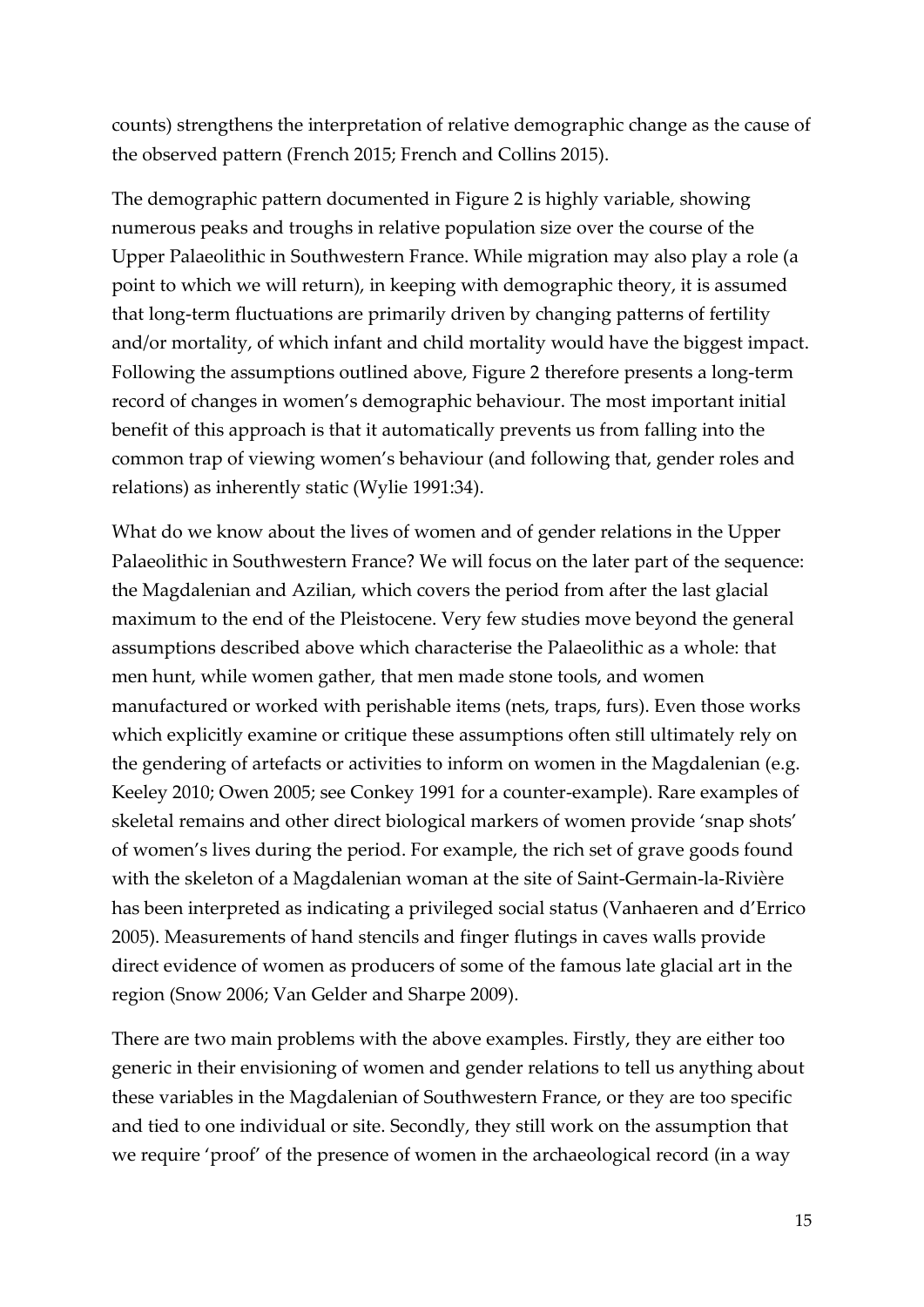counts) strengthens the interpretation of relative demographic change as the cause of the observed pattern (French 2015; French and Collins 2015).

The demographic pattern documented in Figure 2 is highly variable, showing numerous peaks and troughs in relative population size over the course of the Upper Palaeolithic in Southwestern France. While migration may also play a role (a point to which we will return), in keeping with demographic theory, it is assumed that long-term fluctuations are primarily driven by changing patterns of fertility and/or mortality, of which infant and child mortality would have the biggest impact. Following the assumptions outlined above, Figure 2 therefore presents a long-term record of changes in women's demographic behaviour. The most important initial benefit of this approach is that it automatically prevents us from falling into the common trap of viewing women's behaviour (and following that, gender roles and relations) as inherently static (Wylie 1991:34).

What do we know about the lives of women and of gender relations in the Upper Palaeolithic in Southwestern France? We will focus on the later part of the sequence: the Magdalenian and Azilian, which covers the period from after the last glacial maximum to the end of the Pleistocene. Very few studies move beyond the general assumptions described above which characterise the Palaeolithic as a whole: that men hunt, while women gather, that men made stone tools, and women manufactured or worked with perishable items (nets, traps, furs). Even those works which explicitly examine or critique these assumptions often still ultimately rely on the gendering of artefacts or activities to inform on women in the Magdalenian (e.g. Keeley 2010; Owen 2005; see Conkey 1991 for a counter-example). Rare examples of skeletal remains and other direct biological markers of women provide 'snap shots' of women's lives during the period. For example, the rich set of grave goods found with the skeleton of a Magdalenian woman at the site of Saint-Germain-la-Rivière has been interpreted as indicating a privileged social status (Vanhaeren and d'Errico 2005). Measurements of hand stencils and finger flutings in caves walls provide direct evidence of women as producers of some of the famous late glacial art in the region (Snow 2006; Van Gelder and Sharpe 2009).

There are two main problems with the above examples. Firstly, they are either too generic in their envisioning of women and gender relations to tell us anything about these variables in the Magdalenian of Southwestern France, or they are too specific and tied to one individual or site. Secondly, they still work on the assumption that we require 'proof' of the presence of women in the archaeological record (in a way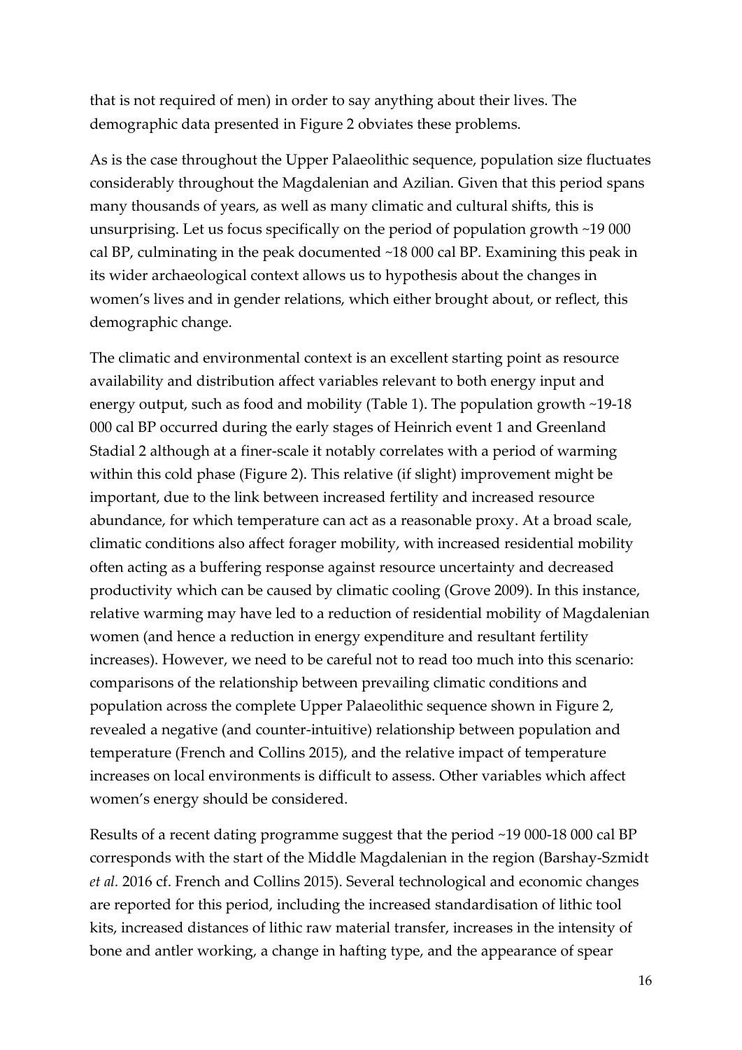that is not required of men) in order to say anything about their lives. The demographic data presented in Figure 2 obviates these problems.

As is the case throughout the Upper Palaeolithic sequence, population size fluctuates considerably throughout the Magdalenian and Azilian. Given that this period spans many thousands of years, as well as many climatic and cultural shifts, this is unsurprising. Let us focus specifically on the period of population growth ~19 000 cal BP, culminating in the peak documented ~18 000 cal BP. Examining this peak in its wider archaeological context allows us to hypothesis about the changes in women's lives and in gender relations, which either brought about, or reflect, this demographic change.

The climatic and environmental context is an excellent starting point as resource availability and distribution affect variables relevant to both energy input and energy output, such as food and mobility (Table 1). The population growth ~19-18 000 cal BP occurred during the early stages of Heinrich event 1 and Greenland Stadial 2 although at a finer-scale it notably correlates with a period of warming within this cold phase (Figure 2). This relative (if slight) improvement might be important, due to the link between increased fertility and increased resource abundance, for which temperature can act as a reasonable proxy. At a broad scale, climatic conditions also affect forager mobility, with increased residential mobility often acting as a buffering response against resource uncertainty and decreased productivity which can be caused by climatic cooling (Grove 2009). In this instance, relative warming may have led to a reduction of residential mobility of Magdalenian women (and hence a reduction in energy expenditure and resultant fertility increases). However, we need to be careful not to read too much into this scenario: comparisons of the relationship between prevailing climatic conditions and population across the complete Upper Palaeolithic sequence shown in Figure 2, revealed a negative (and counter-intuitive) relationship between population and temperature (French and Collins 2015), and the relative impact of temperature increases on local environments is difficult to assess. Other variables which affect women's energy should be considered.

Results of a recent dating programme suggest that the period ~19 000-18 000 cal BP corresponds with the start of the Middle Magdalenian in the region (Barshay-Szmidt *et al.* 2016 cf. French and Collins 2015). Several technological and economic changes are reported for this period, including the increased standardisation of lithic tool kits, increased distances of lithic raw material transfer, increases in the intensity of bone and antler working, a change in hafting type, and the appearance of spear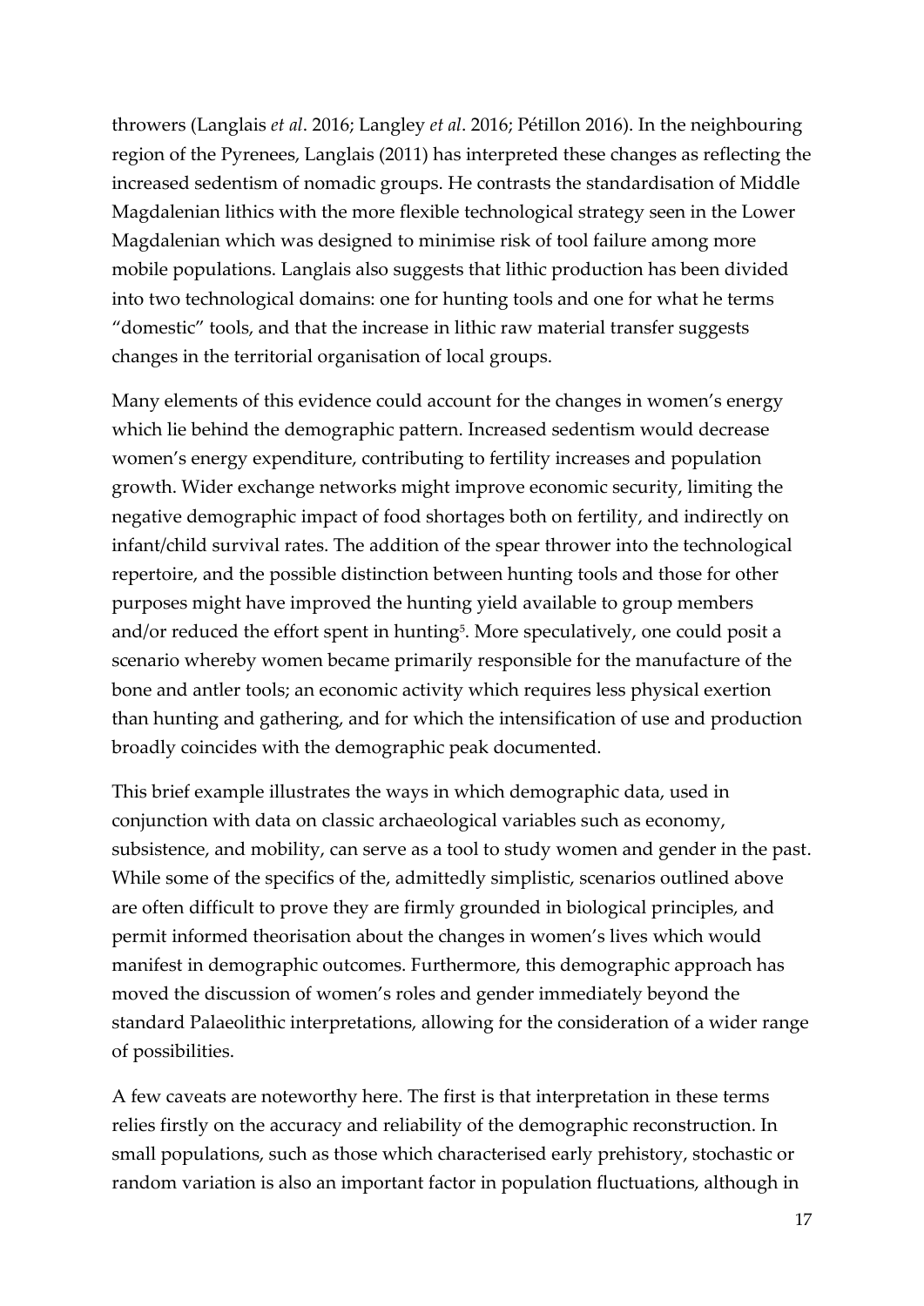throwers (Langlais *et al*. 2016; Langley *et al*. 2016; Pétillon 2016). In the neighbouring region of the Pyrenees, Langlais (2011) has interpreted these changes as reflecting the increased sedentism of nomadic groups. He contrasts the standardisation of Middle Magdalenian lithics with the more flexible technological strategy seen in the Lower Magdalenian which was designed to minimise risk of tool failure among more mobile populations. Langlais also suggests that lithic production has been divided into two technological domains: one for hunting tools and one for what he terms "domestic" tools, and that the increase in lithic raw material transfer suggests changes in the territorial organisation of local groups.

Many elements of this evidence could account for the changes in women's energy which lie behind the demographic pattern. Increased sedentism would decrease women's energy expenditure, contributing to fertility increases and population growth. Wider exchange networks might improve economic security, limiting the negative demographic impact of food shortages both on fertility, and indirectly on infant/child survival rates. The addition of the spear thrower into the technological repertoire, and the possible distinction between hunting tools and those for other purposes might have improved the hunting yield available to group members and/or reduced the effort spent in hunting[5]. More speculatively, one could posit a scenario whereby women became primarily responsible for the manufacture of the bone and antler tools; an economic activity which requires less physical exertion than hunting and gathering, and for which the intensification of use and production broadly coincides with the demographic peak documented.

This brief example illustrates the ways in which demographic data, used in conjunction with data on classic archaeological variables such as economy, subsistence, and mobility, can serve as a tool to study women and gender in the past. While some of the specifics of the, admittedly simplistic, scenarios outlined above are often difficult to prove they are firmly grounded in biological principles, and permit informed theorisation about the changes in women's lives which would manifest in demographic outcomes. Furthermore, this demographic approach has moved the discussion of women's roles and gender immediately beyond the standard Palaeolithic interpretations, allowing for the consideration of a wider range of possibilities.

A few caveats are noteworthy here. The first is that interpretation in these terms relies firstly on the accuracy and reliability of the demographic reconstruction. In small populations, such as those which characterised early prehistory, stochastic or random variation is also an important factor in population fluctuations, although in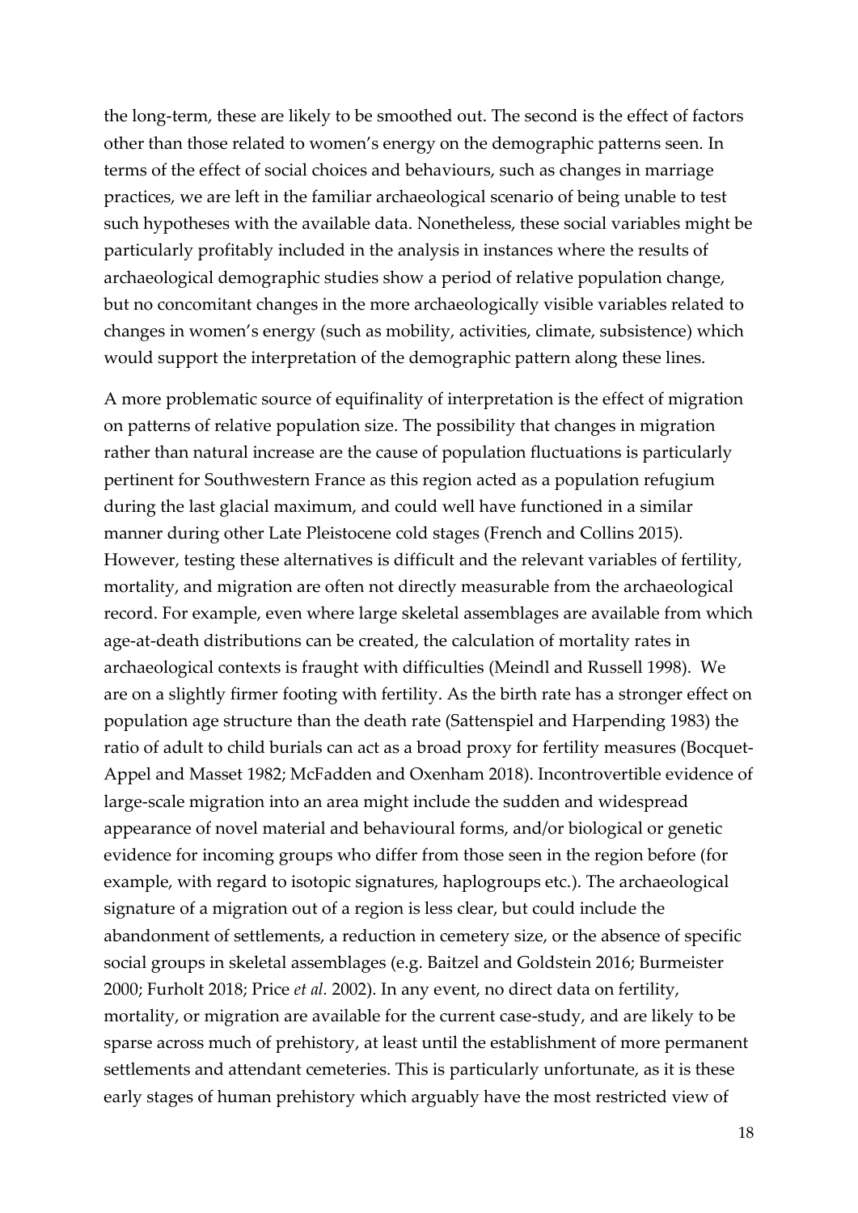the long-term, these are likely to be smoothed out. The second is the effect of factors other than those related to women's energy on the demographic patterns seen. In terms of the effect of social choices and behaviours, such as changes in marriage practices, we are left in the familiar archaeological scenario of being unable to test such hypotheses with the available data. Nonetheless, these social variables might be particularly profitably included in the analysis in instances where the results of archaeological demographic studies show a period of relative population change, but no concomitant changes in the more archaeologically visible variables related to changes in women's energy (such as mobility, activities, climate, subsistence) which would support the interpretation of the demographic pattern along these lines.

A more problematic source of equifinality of interpretation is the effect of migration on patterns of relative population size. The possibility that changes in migration rather than natural increase are the cause of population fluctuations is particularly pertinent for Southwestern France as this region acted as a population refugium during the last glacial maximum, and could well have functioned in a similar manner during other Late Pleistocene cold stages (French and Collins 2015). However, testing these alternatives is difficult and the relevant variables of fertility, mortality, and migration are often not directly measurable from the archaeological record. For example, even where large skeletal assemblages are available from which age-at-death distributions can be created, the calculation of mortality rates in archaeological contexts is fraught with difficulties (Meindl and Russell 1998). We are on a slightly firmer footing with fertility. As the birth rate has a stronger effect on population age structure than the death rate (Sattenspiel and Harpending 1983) the ratio of adult to child burials can act as a broad proxy for fertility measures (Bocquet-Appel and Masset 1982; McFadden and Oxenham 2018). Incontrovertible evidence of large-scale migration into an area might include the sudden and widespread appearance of novel material and behavioural forms, and/or biological or genetic evidence for incoming groups who differ from those seen in the region before (for example, with regard to isotopic signatures, haplogroups etc.). The archaeological signature of a migration out of a region is less clear, but could include the abandonment of settlements, a reduction in cemetery size, or the absence of specific social groups in skeletal assemblages (e.g. Baitzel and Goldstein 2016; Burmeister 2000; Furholt 2018; Price *et al.* 2002). In any event, no direct data on fertility, mortality, or migration are available for the current case-study, and are likely to be sparse across much of prehistory, at least until the establishment of more permanent settlements and attendant cemeteries. This is particularly unfortunate, as it is these early stages of human prehistory which arguably have the most restricted view of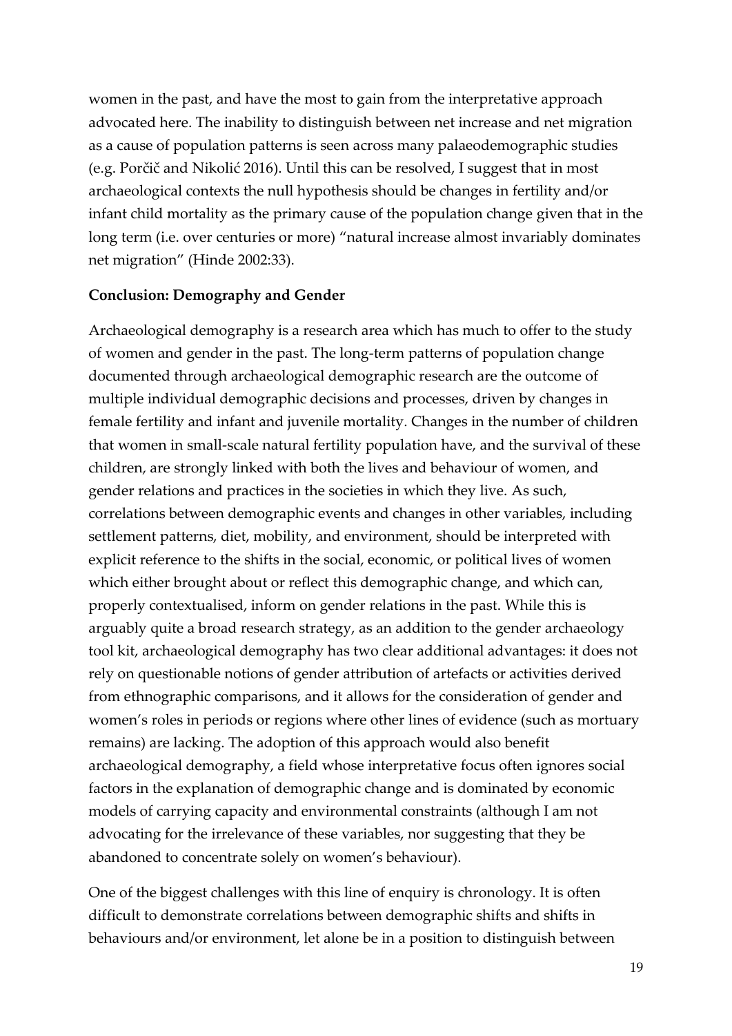women in the past, and have the most to gain from the interpretative approach advocated here. The inability to distinguish between net increase and net migration as a cause of population patterns is seen across many palaeodemographic studies (e.g. Porčič and Nikolić 2016). Until this can be resolved, I suggest that in most archaeological contexts the null hypothesis should be changes in fertility and/or infant child mortality as the primary cause of the population change given that in the long term (i.e. over centuries or more) "natural increase almost invariably dominates net migration" (Hinde 2002:33).

## Conclusion: Demography and Gender

Archaeological demography is a research area which has much to offer to the study of women and gender in the past. The long-term patterns of population change documented through archaeological demographic research are the outcome of multiple individual demographic decisions and processes, driven by changes in female fertility and infant and juvenile mortality. Changes in the number of children that women in small-scale natural fertility population have, and the survival of these children, are strongly linked with both the lives and behaviour of women, and gender relations and practices in the societies in which they live. As such, correlations between demographic events and changes in other variables, including settlement patterns, diet, mobility, and environment, should be interpreted with explicit reference to the shifts in the social, economic, or political lives of women which either brought about or reflect this demographic change, and which can, properly contextualised, inform on gender relations in the past. While this is arguably quite a broad research strategy, as an addition to the gender archaeology tool kit, archaeological demography has two clear additional advantages: it does not rely on questionable notions of gender attribution of artefacts or activities derived from ethnographic comparisons, and it allows for the consideration of gender and women's roles in periods or regions where other lines of evidence (such as mortuary remains) are lacking. The adoption of this approach would also benefit archaeological demography, a field whose interpretative focus often ignores social factors in the explanation of demographic change and is dominated by economic models of carrying capacity and environmental constraints (although I am not advocating for the irrelevance of these variables, nor suggesting that they be abandoned to concentrate solely on women's behaviour).

One of the biggest challenges with this line of enquiry is chronology. It is often difficult to demonstrate correlations between demographic shifts and shifts in behaviours and/or environment, let alone be in a position to distinguish between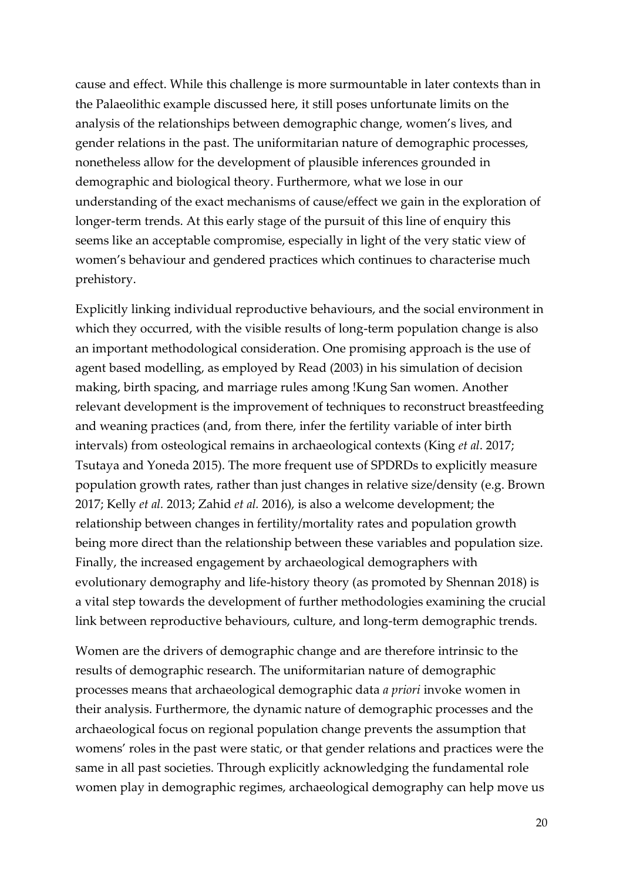cause and effect. While this challenge is more surmountable in later contexts than in the Palaeolithic example discussed here, it still poses unfortunate limits on the analysis of the relationships between demographic change, women's lives, and gender relations in the past. The uniformitarian nature of demographic processes, nonetheless allow for the development of plausible inferences grounded in demographic and biological theory. Furthermore, what we lose in our understanding of the exact mechanisms of cause/effect we gain in the exploration of longer-term trends. At this early stage of the pursuit of this line of enquiry this seems like an acceptable compromise, especially in light of the very static view of women's behaviour and gendered practices which continues to characterise much prehistory.

Explicitly linking individual reproductive behaviours, and the social environment in which they occurred, with the visible results of long-term population change is also an important methodological consideration. One promising approach is the use of agent based modelling, as employed by Read (2003) in his simulation of decision making, birth spacing, and marriage rules among !Kung San women. Another relevant development is the improvement of techniques to reconstruct breastfeeding and weaning practices (and, from there, infer the fertility variable of inter birth intervals) from osteological remains in archaeological contexts (King *et al*. 2017; Tsutaya and Yoneda 2015). The more frequent use of SPDRDs to explicitly measure population growth rates, rather than just changes in relative size/density (e.g. Brown 2017; Kelly *et al.* 2013; Zahid *et al.* 2016), is also a welcome development; the relationship between changes in fertility/mortality rates and population growth being more direct than the relationship between these variables and population size. Finally, the increased engagement by archaeological demographers with evolutionary demography and life-history theory (as promoted by Shennan 2018) is a vital step towards the development of further methodologies examining the crucial link between reproductive behaviours, culture, and long-term demographic trends.

Women are the drivers of demographic change and are therefore intrinsic to the results of demographic research. The uniformitarian nature of demographic processes means that archaeological demographic data *a priori* invoke women in their analysis. Furthermore, the dynamic nature of demographic processes and the archaeological focus on regional population change prevents the assumption that womens' roles in the past were static, or that gender relations and practices were the same in all past societies. Through explicitly acknowledging the fundamental role women play in demographic regimes, archaeological demography can help move us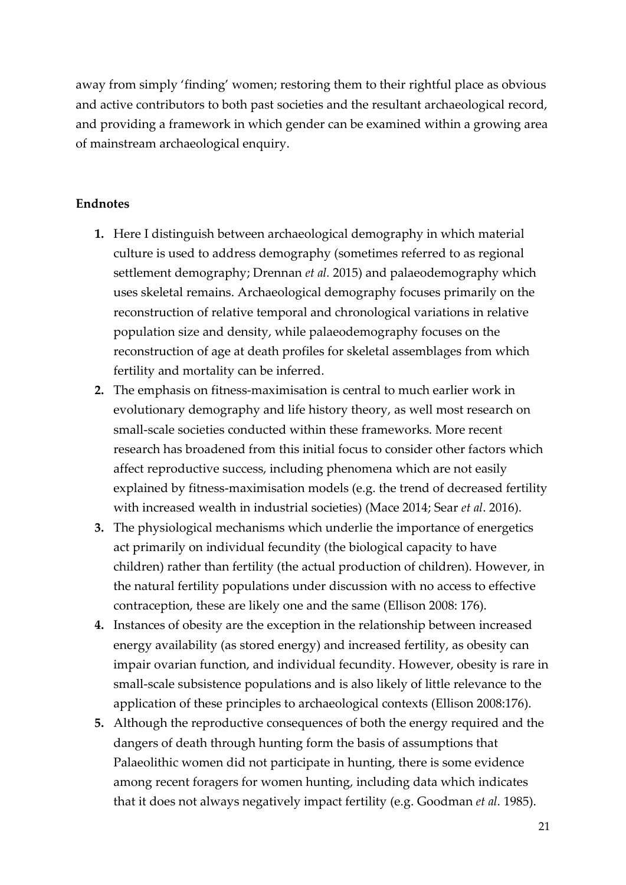away from simply 'finding' women; restoring them to their rightful place as obvious and active contributors to both past societies and the resultant archaeological record, and providing a framework in which gender can be examined within a growing area of mainstream archaeological enquiry.

## Endnotes

1. Here I distinguish between archaeological demography in which material culture is used to address demography (sometimes referred to as regional settlement demography; Drennan *et al.* 2015) and palaeodemography which uses skeletal remains. Archaeological demography focuses primarily on the reconstruction of relative temporal and chronological variations in relative population size and density, while palaeodemography focuses on the reconstruction of age at death profiles for skeletal assemblages from which fertility and mortality can be inferred.
2. The emphasis on fitness-maximisation is central to much earlier work in evolutionary demography and life history theory, as well most research on small-scale societies conducted within these frameworks. More recent research has broadened from this initial focus to consider other factors which affect reproductive success, including phenomena which are not easily explained by fitness-maximisation models (e.g. the trend of decreased fertility with increased wealth in industrial societies) (Mace 2014; Sear *et al*. 2016).
3. The physiological mechanisms which underlie the importance of energetics act primarily on individual fecundity (the biological capacity to have children) rather than fertility (the actual production of children). However, in the natural fertility populations under discussion with no access to effective contraception, these are likely one and the same (Ellison 2008: 176).
4. Instances of obesity are the exception in the relationship between increased energy availability (as stored energy) and increased fertility, as obesity can impair ovarian function, and individual fecundity. However, obesity is rare in small-scale subsistence populations and is also likely of little relevance to the application of these principles to archaeological contexts (Ellison 2008:176).
5. Although the reproductive consequences of both the energy required and the dangers of death through hunting form the basis of assumptions that Palaeolithic women did not participate in hunting, there is some evidence among recent foragers for women hunting, including data which indicates that it does not always negatively impact fertility (e.g. Goodman *et al.* 1985).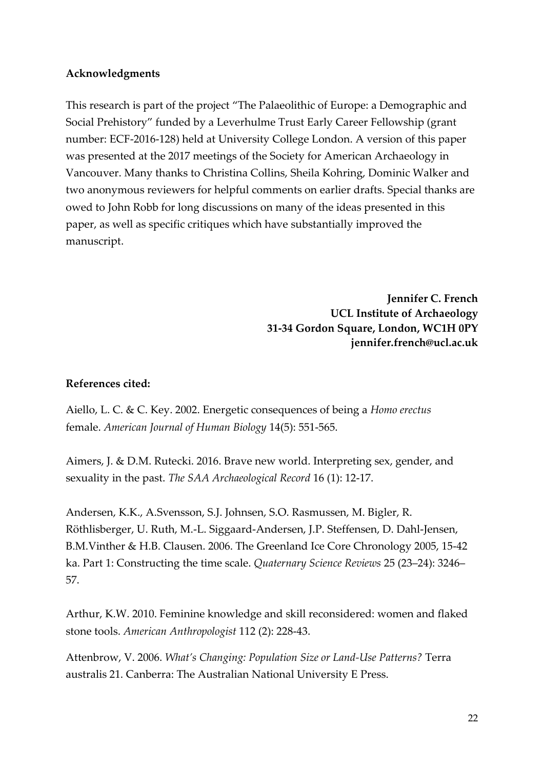## Acknowledgments

This research is part of the project "The Palaeolithic of Europe: a Demographic and Social Prehistory" funded by a Leverhulme Trust Early Career Fellowship (grant number: ECF-2016-128) held at University College London. A version of this paper was presented at the 2017 meetings of the Society for American Archaeology in Vancouver. Many thanks to Christina Collins, Sheila Kohring, Dominic Walker and two anonymous reviewers for helpful comments on earlier drafts. Special thanks are owed to John Robb for long discussions on many of the ideas presented in this paper, as well as specific critiques which have substantially improved the manuscript.

**Jennifer C. French**
**UCL Institute of Archaeology**
**31-34 Gordon Square, London, WC1H 0PY**
**jennifer.french@ucl.ac.uk**

## References cited:

Aiello, L. C. & C. Key. 2002. Energetic consequences of being a *Homo erectus* female. *American Journal of Human Biology* 14(5): 551-565.

Aimers, J. & D.M. Rutecki. 2016. Brave new world. Interpreting sex, gender, and sexuality in the past. *The SAA Archaeological Record* 16 (1): 12-17.

Andersen, K.K., A.Svensson, S.J. Johnsen, S.O. Rasmussen, M. Bigler, R. Röthlisberger, U. Ruth, M.-L. Siggaard-Andersen, J.P. Steffensen, D. Dahl-Jensen, B.M.Vinther & H.B. Clausen. 2006. The Greenland Ice Core Chronology 2005, 15-42 ka. Part 1: Constructing the time scale. *Quaternary Science Reviews* 25 (23–24): 3246–57.

Arthur, K.W. 2010. Feminine knowledge and skill reconsidered: women and flaked stone tools. *American Anthropologist* 112 (2): 228-43.

Attenbrow, V. 2006. *What's Changing: Population Size or Land-Use Patterns?* Terra australis 21. Canberra: The Australian National University E Press.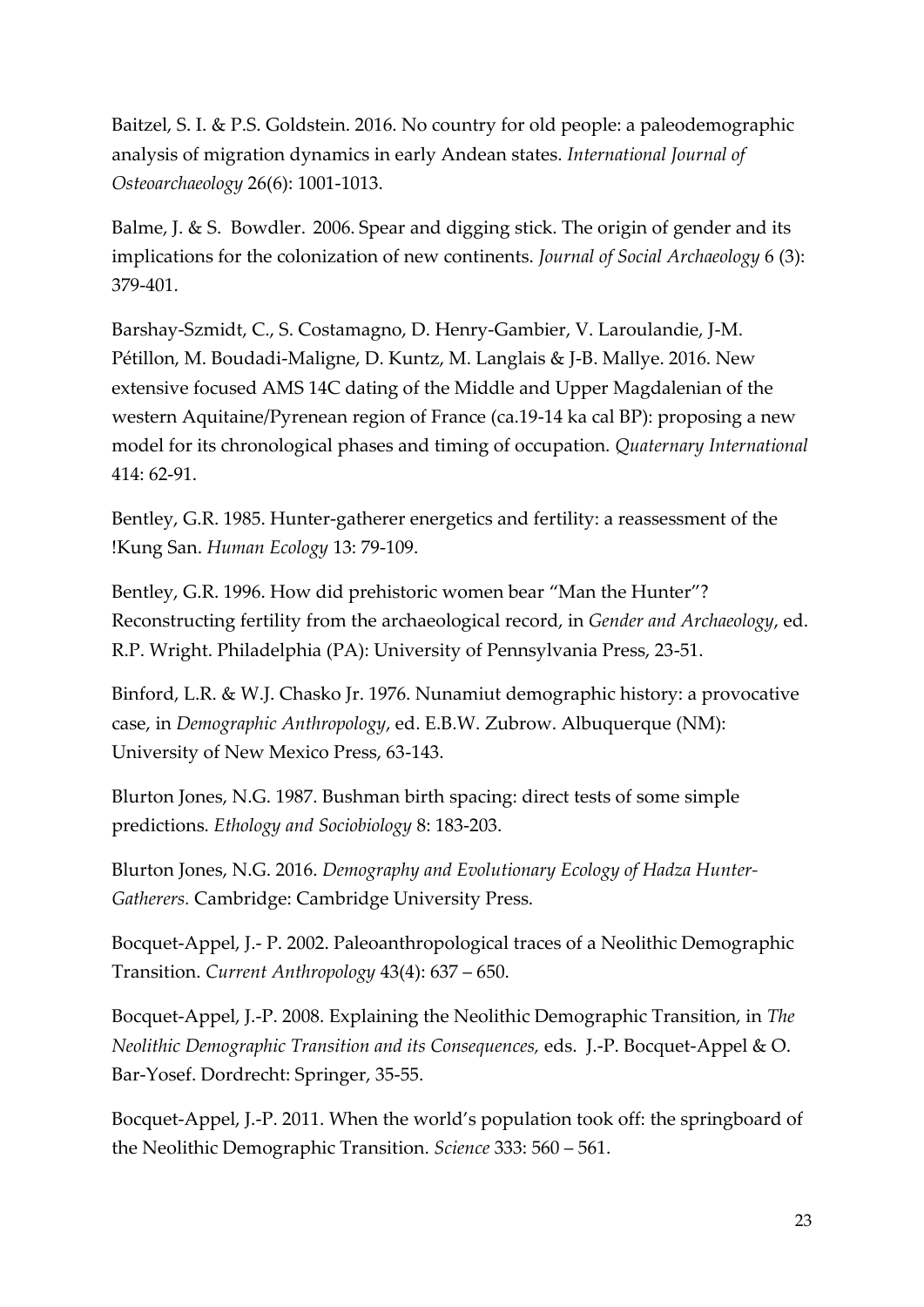Baitzel, S. I. & P.S. Goldstein. 2016. No country for old people: a paleodemographic analysis of migration dynamics in early Andean states. *International Journal of Osteoarchaeology* 26(6): 1001-1013.

Balme, J. & S. Bowdler. 2006. Spear and digging stick. The origin of gender and its implications for the colonization of new continents. *Journal of Social Archaeology* 6 (3): 379-401.

Barshay-Szmidt, C., S. Costamagno, D. Henry-Gambier, V. Laroulandie, J-M. Pétillon, M. Boudadi-Maligne, D. Kuntz, M. Langlais & J-B. Mallye. 2016. New extensive focused AMS 14C dating of the Middle and Upper Magdalenian of the western Aquitaine/Pyrenean region of France (ca.19-14 ka cal BP): proposing a new model for its chronological phases and timing of occupation. *Quaternary International* 414: 62-91.

Bentley, G.R. 1985. Hunter-gatherer energetics and fertility: a reassessment of the !Kung San. *Human Ecology* 13: 79-109.

Bentley, G.R. 1996. How did prehistoric women bear "Man the Hunter"? Reconstructing fertility from the archaeological record, in *Gender and Archaeology*, ed. R.P. Wright. Philadelphia (PA): University of Pennsylvania Press, 23-51.

Binford, L.R. & W.J. Chasko Jr. 1976. Nunamiut demographic history: a provocative case, in *Demographic Anthropology*, ed. E.B.W. Zubrow. Albuquerque (NM): University of New Mexico Press, 63-143.

Blurton Jones, N.G. 1987. Bushman birth spacing: direct tests of some simple predictions. *Ethology and Sociobiology* 8: 183-203.

Blurton Jones, N.G. 2016. *Demography and Evolutionary Ecology of Hadza Hunter-Gatherers.* Cambridge: Cambridge University Press.

Bocquet-Appel, J.- P. 2002. Paleoanthropological traces of a Neolithic Demographic Transition. *Current Anthropology* 43(4): 637 – 650.

Bocquet-Appel, J.-P. 2008. Explaining the Neolithic Demographic Transition, in *The Neolithic Demographic Transition and its Consequences,* eds. J.-P. Bocquet-Appel & O. Bar-Yosef. Dordrecht: Springer, 35-55.

Bocquet-Appel, J.-P. 2011. When the world's population took off: the springboard of the Neolithic Demographic Transition. *Science* 333: 560 – 561.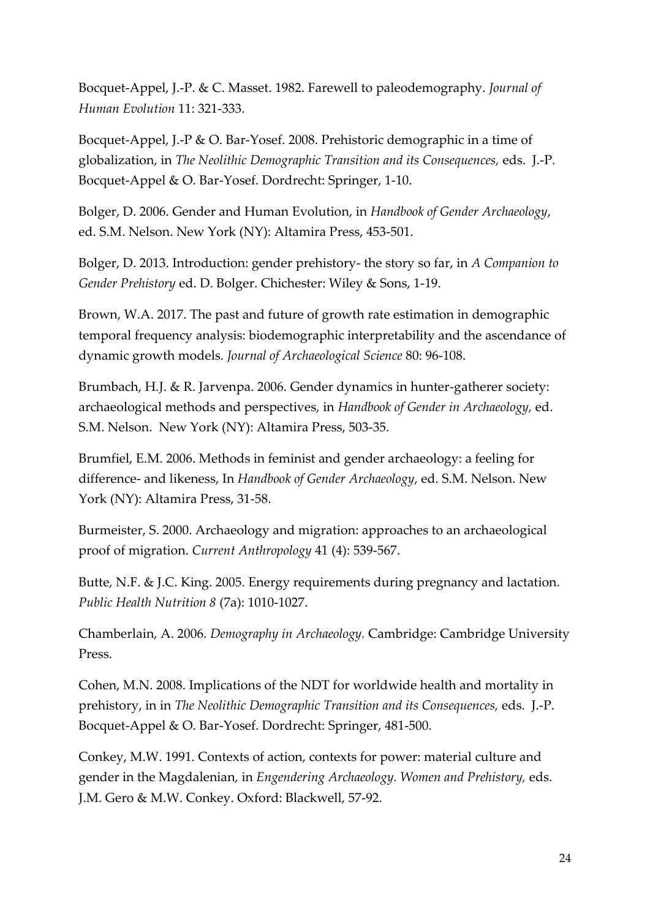Bocquet-Appel, J.-P. & C. Masset. 1982. Farewell to paleodemography. *Journal of Human Evolution* 11: 321-333.

Bocquet-Appel, J.-P & O. Bar-Yosef. 2008. Prehistoric demographic in a time of globalization, in *The Neolithic Demographic Transition and its Consequences,* eds. J.-P. Bocquet-Appel & O. Bar-Yosef. Dordrecht: Springer, 1-10.

Bolger, D. 2006. Gender and Human Evolution, in *Handbook of Gender Archaeology*, ed. S.M. Nelson. New York (NY): Altamira Press, 453-501.

Bolger, D. 2013. Introduction: gender prehistory- the story so far, in *A Companion to Gender Prehistory* ed. D. Bolger. Chichester: Wiley & Sons, 1-19.

Brown, W.A. 2017. The past and future of growth rate estimation in demographic temporal frequency analysis: biodemographic interpretability and the ascendance of dynamic growth models. *Journal of Archaeological Science* 80: 96-108.

Brumbach, H.J. & R. Jarvenpa. 2006. Gender dynamics in hunter-gatherer society: archaeological methods and perspectives, in *Handbook of Gender in Archaeology,* ed. S.M. Nelson. New York (NY): Altamira Press, 503-35.

Brumfiel, E.M. 2006. Methods in feminist and gender archaeology: a feeling for difference- and likeness, In *Handbook of Gender Archaeology*, ed. S.M. Nelson. New York (NY): Altamira Press, 31-58.

Burmeister, S. 2000. Archaeology and migration: approaches to an archaeological proof of migration. *Current Anthropology* 41 (4): 539-567.

Butte, N.F. & J.C. King. 2005. Energy requirements during pregnancy and lactation. *Public Health Nutrition 8* (7a): 1010-1027.

Chamberlain, A. 2006. *Demography in Archaeology.* Cambridge: Cambridge University Press.

Cohen, M.N. 2008. Implications of the NDT for worldwide health and mortality in prehistory, in in *The Neolithic Demographic Transition and its Consequences,* eds. J.-P. Bocquet-Appel & O. Bar-Yosef. Dordrecht: Springer, 481-500.

Conkey, M.W. 1991. Contexts of action, contexts for power: material culture and gender in the Magdalenian, in *Engendering Archaeology. Women and Prehistory,* eds. J.M. Gero & M.W. Conkey. Oxford: Blackwell, 57-92.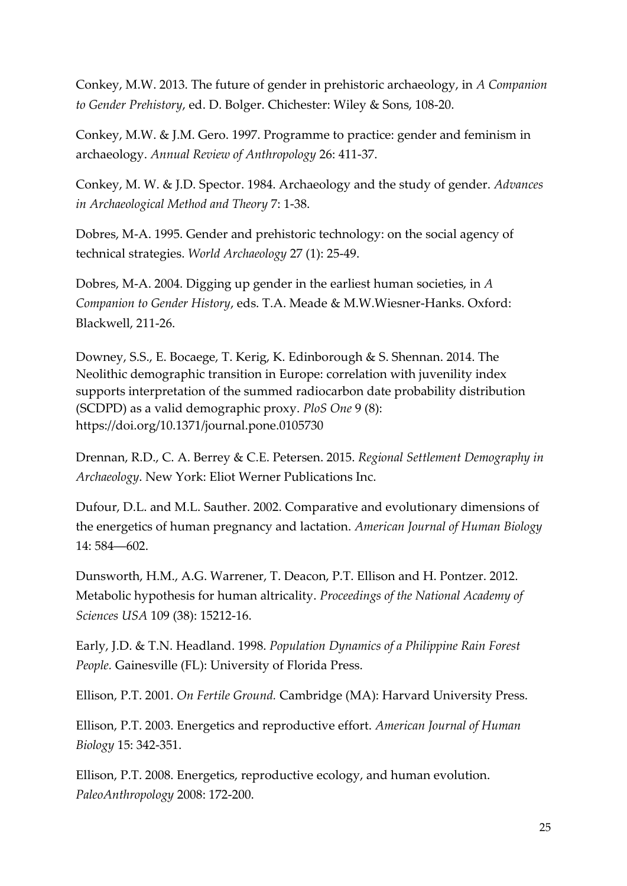Conkey, M.W. 2013. The future of gender in prehistoric archaeology, in *A Companion to Gender Prehistory*, ed. D. Bolger. Chichester: Wiley & Sons, 108-20.

Conkey, M.W. & J.M. Gero. 1997. Programme to practice: gender and feminism in archaeology. *Annual Review of Anthropology* 26: 411-37.

Conkey, M. W. & J.D. Spector. 1984. Archaeology and the study of gender. *Advances in Archaeological Method and Theory* 7: 1-38.

Dobres, M-A. 1995. Gender and prehistoric technology: on the social agency of technical strategies. *World Archaeology* 27 (1): 25-49.

Dobres, M-A. 2004. Digging up gender in the earliest human societies, in *A Companion to Gender History*, eds. T.A. Meade & M.W.Wiesner-Hanks. Oxford: Blackwell, 211-26.

Downey, S.S., E. Bocaege, T. Kerig, K. Edinborough & S. Shennan. 2014. The Neolithic demographic transition in Europe: correlation with juvenility index supports interpretation of the summed radiocarbon date probability distribution (SCDPD) as a valid demographic proxy. *PloS One* 9 (8): https://doi.org/10.1371/journal.pone.0105730

Drennan, R.D., C. A. Berrey & C.E. Petersen. 2015. *Regional Settlement Demography in Archaeology*. New York: Eliot Werner Publications Inc.

Dufour, D.L. and M.L. Sauther. 2002. Comparative and evolutionary dimensions of the energetics of human pregnancy and lactation. *American Journal of Human Biology* 14: 584—602.

Dunsworth, H.M., A.G. Warrener, T. Deacon, P.T. Ellison and H. Pontzer. 2012. Metabolic hypothesis for human altriciality. *Proceedings of the National Academy of Sciences USA* 109 (38): 15212-16.

Early, J.D. & T.N. Headland. 1998. *Population Dynamics of a Philippine Rain Forest People.* Gainesville (FL): University of Florida Press.

Ellison, P.T. 2001. *On Fertile Ground.* Cambridge (MA): Harvard University Press.

Ellison, P.T. 2003. Energetics and reproductive effort. *American Journal of Human Biology* 15: 342-351.

Ellison, P.T. 2008. Energetics, reproductive ecology, and human evolution. *PaleoAnthropology* 2008: 172-200.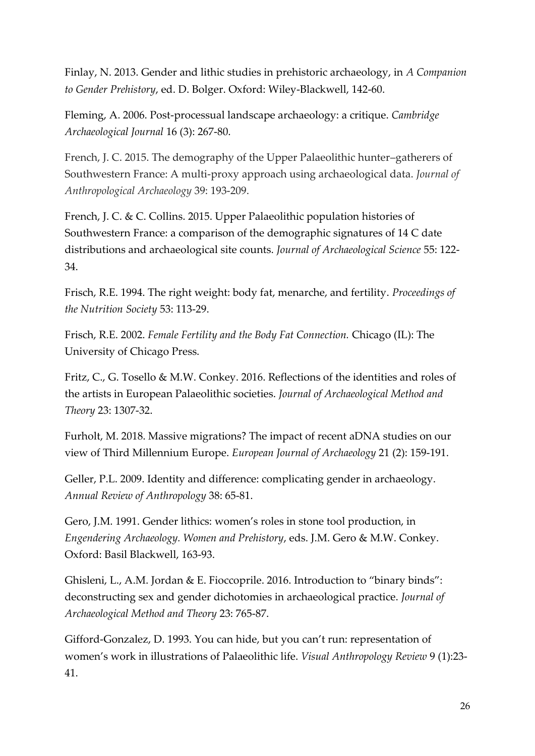Finlay, N. 2013. Gender and lithic studies in prehistoric archaeology, in *A Companion to Gender Prehistory*, ed. D. Bolger. Oxford: Wiley-Blackwell, 142-60.

Fleming, A. 2006. Post-processual landscape archaeology: a critique. *Cambridge Archaeological Journal* 16 (3): 267-80.

French, J. C. 2015. The demography of the Upper Palaeolithic hunter–gatherers of Southwestern France: A multi-proxy approach using archaeological data. *Journal of Anthropological Archaeology* 39: 193-209.

French, J. C. & C. Collins. 2015. Upper Palaeolithic population histories of Southwestern France: a comparison of the demographic signatures of 14 C date distributions and archaeological site counts. *Journal of Archaeological Science* 55: 122-34.

Frisch, R.E. 1994. The right weight: body fat, menarche, and fertility. *Proceedings of the Nutrition Society* 53: 113-29.

Frisch, R.E. 2002. *Female Fertility and the Body Fat Connection.* Chicago (IL): The University of Chicago Press.

Fritz, C., G. Tosello & M.W. Conkey. 2016. Reflections of the identities and roles of the artists in European Palaeolithic societies. *Journal of Archaeological Method and Theory* 23: 1307-32.

Furholt, M. 2018. Massive migrations? The impact of recent aDNA studies on our view of Third Millennium Europe. *European Journal of Archaeology* 21 (2): 159-191.

Geller, P.L. 2009. Identity and difference: complicating gender in archaeology. *Annual Review of Anthropology* 38: 65-81.

Gero, J.M. 1991. Gender lithics: women's roles in stone tool production, in *Engendering Archaeology. Women and Prehistory*, eds. J.M. Gero & M.W. Conkey. Oxford: Basil Blackwell, 163-93.

Ghisleni, L., A.M. Jordan & E. Fioccoprile. 2016. Introduction to "binary binds": deconstructing sex and gender dichotomies in archaeological practice. *Journal of Archaeological Method and Theory* 23: 765-87.

Gifford-Gonzalez, D. 1993. You can hide, but you can't run: representation of women's work in illustrations of Palaeolithic life. *Visual Anthropology Review* 9 (1):23-41.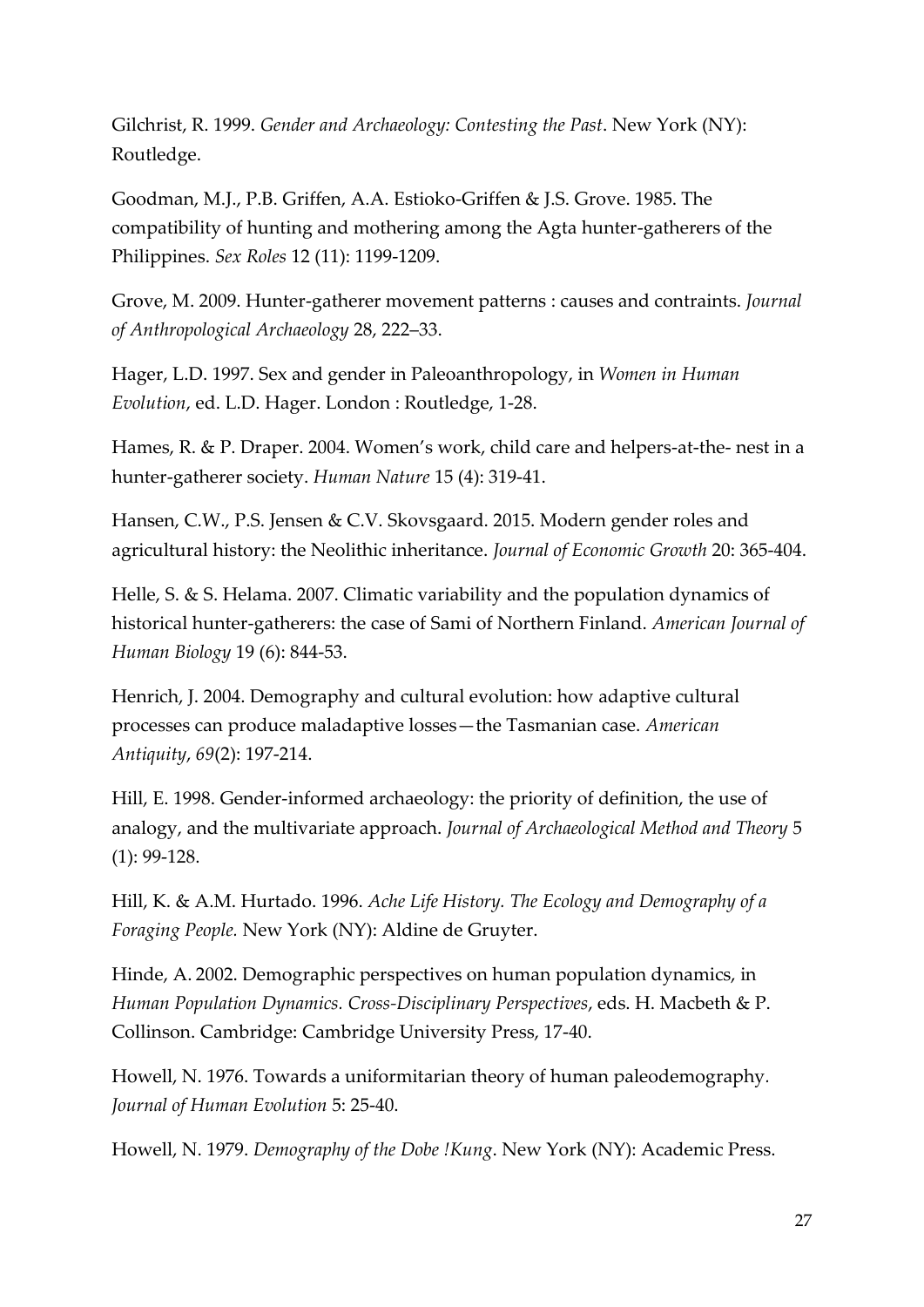Gilchrist, R. 1999. *Gender and Archaeology: Contesting the Past*. New York (NY): Routledge.

Goodman, M.J., P.B. Griffen, A.A. Estioko-Griffen & J.S. Grove. 1985. The compatibility of hunting and mothering among the Agta hunter-gatherers of the Philippines. *Sex Roles* 12 (11): 1199-1209.

Grove, M. 2009. Hunter-gatherer movement patterns : causes and contraints. *Journal of Anthropological Archaeology* 28, 222–33.

Hager, L.D. 1997. Sex and gender in Paleoanthropology, in *Women in Human Evolution*, ed. L.D. Hager. London : Routledge, 1-28.

Hames, R. & P. Draper. 2004. Women's work, child care and helpers-at-the- nest in a hunter-gatherer society. *Human Nature* 15 (4): 319-41.

Hansen, C.W., P.S. Jensen & C.V. Skovsgaard. 2015. Modern gender roles and agricultural history: the Neolithic inheritance. *Journal of Economic Growth* 20: 365-404.

Helle, S. & S. Helama. 2007. Climatic variability and the population dynamics of historical hunter-gatherers: the case of Sami of Northern Finland. *American Journal of Human Biology* 19 (6): 844-53.

Henrich, J. 2004. Demography and cultural evolution: how adaptive cultural processes can produce maladaptive losses—the Tasmanian case. *American Antiquity*, *69*(2): 197-214.

Hill, E. 1998. Gender-informed archaeology: the priority of definition, the use of analogy, and the multivariate approach. *Journal of Archaeological Method and Theory* 5 (1): 99-128.

Hill, K. & A.M. Hurtado. 1996. *Ache Life History. The Ecology and Demography of a Foraging People.* New York (NY): Aldine de Gruyter.

Hinde, A. 2002. Demographic perspectives on human population dynamics, in *Human Population Dynamics. Cross-Disciplinary Perspectives*, eds. H. Macbeth & P. Collinson. Cambridge: Cambridge University Press, 17-40.

Howell, N. 1976. Towards a uniformitarian theory of human paleodemography. *Journal of Human Evolution* 5: 25-40.

Howell, N. 1979. *Demography of the Dobe !Kung*. New York (NY): Academic Press.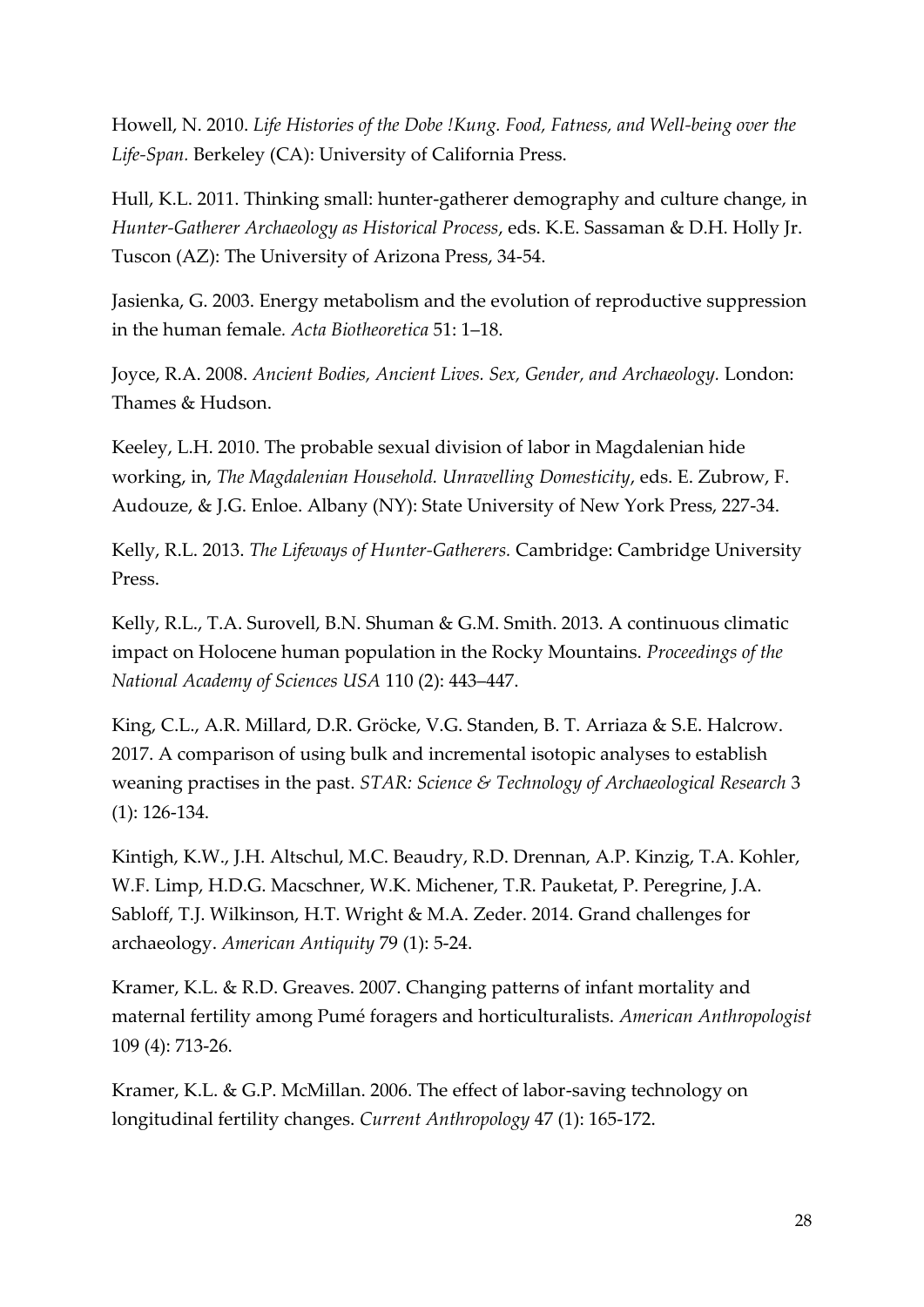Howell, N. 2010. *Life Histories of the Dobe !Kung. Food, Fatness, and Well-being over the Life-Span.* Berkeley (CA): University of California Press.

Hull, K.L. 2011. Thinking small: hunter-gatherer demography and culture change, in *Hunter-Gatherer Archaeology as Historical Process*, eds. K.E. Sassaman & D.H. Holly Jr. Tuscon (AZ): The University of Arizona Press, 34-54.

Jasienka, G. 2003. Energy metabolism and the evolution of reproductive suppression in the human female. *Acta Biotheoretica* 51: 1–18.

Joyce, R.A. 2008. *Ancient Bodies, Ancient Lives. Sex, Gender, and Archaeology.* London: Thames & Hudson.

Keeley, L.H. 2010. The probable sexual division of labor in Magdalenian hide working, in, *The Magdalenian Household. Unravelling Domesticity*, eds. E. Zubrow, F. Audouze, & J.G. Enloe. Albany (NY): State University of New York Press, 227-34.

Kelly, R.L. 2013. *The Lifeways of Hunter-Gatherers.* Cambridge: Cambridge University Press.

Kelly, R.L., T.A. Surovell, B.N. Shuman & G.M. Smith. 2013. A continuous climatic impact on Holocene human population in the Rocky Mountains. *Proceedings of the National Academy of Sciences USA* 110 (2): 443–447.

King, C.L., A.R. Millard, D.R. Gröcke, V.G. Standen, B. T. Arriaza & S.E. Halcrow. 2017. A comparison of using bulk and incremental isotopic analyses to establish weaning practises in the past. *STAR: Science & Technology of Archaeological Research* 3 (1): 126-134.

Kintigh, K.W., J.H. Altschul, M.C. Beaudry, R.D. Drennan, A.P. Kinzig, T.A. Kohler, W.F. Limp, H.D.G. Macschner, W.K. Michener, T.R. Pauketat, P. Peregrine, J.A. Sabloff, T.J. Wilkinson, H.T. Wright & M.A. Zeder. 2014. Grand challenges for archaeology. *American Antiquity* 79 (1): 5-24.

Kramer, K.L. & R.D. Greaves. 2007. Changing patterns of infant mortality and maternal fertility among Pumé foragers and horticulturalists. *American Anthropologist* 109 (4): 713-26.

Kramer, K.L. & G.P. McMillan. 2006. The effect of labor-saving technology on longitudinal fertility changes. *Current Anthropology* 47 (1): 165-172.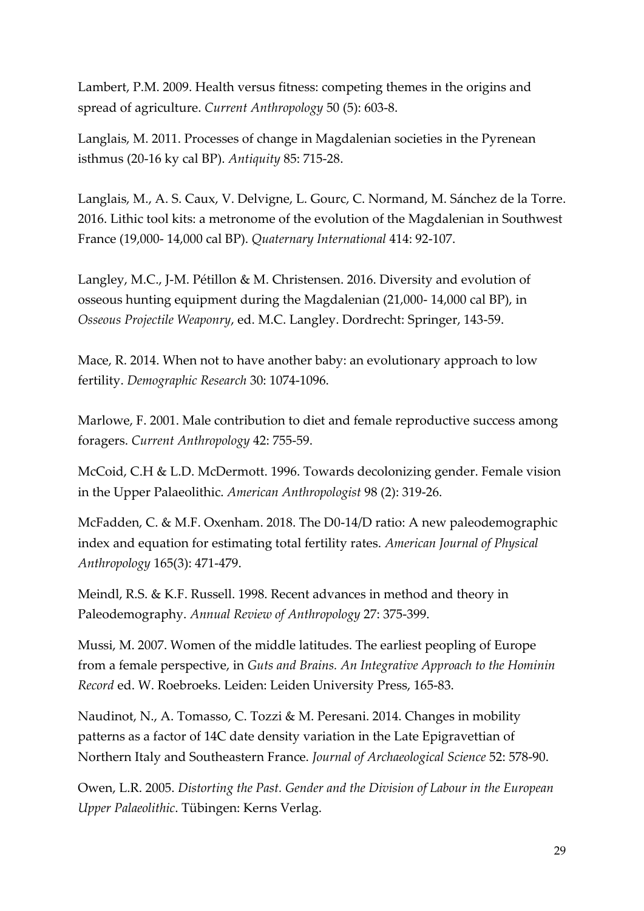Lambert, P.M. 2009. Health versus fitness: competing themes in the origins and spread of agriculture. *Current Anthropology* 50 (5): 603-8.

Langlais, M. 2011. Processes of change in Magdalenian societies in the Pyrenean isthmus (20-16 ky cal BP). *Antiquity* 85: 715-28.

Langlais, M., A. S. Caux, V. Delvigne, L. Gourc, C. Normand, M. Sánchez de la Torre. 2016. Lithic tool kits: a metronome of the evolution of the Magdalenian in Southwest France (19,000- 14,000 cal BP). *Quaternary International* 414: 92-107.

Langley, M.C., J-M. Pétillon & M. Christensen. 2016. Diversity and evolution of osseous hunting equipment during the Magdalenian (21,000- 14,000 cal BP), in *Osseous Projectile Weaponry*, ed. M.C. Langley. Dordrecht: Springer, 143-59.

Mace, R. 2014. When not to have another baby: an evolutionary approach to low fertility. *Demographic Research* 30: 1074-1096.

Marlowe, F. 2001. Male contribution to diet and female reproductive success among foragers. *Current Anthropology* 42: 755-59.

McCoid, C.H & L.D. McDermott. 1996. Towards decolonizing gender. Female vision in the Upper Palaeolithic. *American Anthropologist* 98 (2): 319-26.

McFadden, C. & M.F. Oxenham. 2018. The D0-14/D ratio: A new paleodemographic index and equation for estimating total fertility rates. *American Journal of Physical Anthropology* 165(3): 471-479.

Meindl, R.S. & K.F. Russell. 1998. Recent advances in method and theory in Paleodemography. *Annual Review of Anthropology* 27: 375-399.

Mussi, M. 2007. Women of the middle latitudes. The earliest peopling of Europe from a female perspective, in *Guts and Brains. An Integrative Approach to the Hominin Record* ed. W. Roebroeks. Leiden: Leiden University Press, 165-83.

Naudinot, N., A. Tomasso, C. Tozzi & M. Peresani. 2014. Changes in mobility patterns as a factor of 14C date density variation in the Late Epigravettian of Northern Italy and Southeastern France. *Journal of Archaeological Science* 52: 578-90.

Owen, L.R. 2005. *Distorting the Past. Gender and the Division of Labour in the European Upper Palaeolithic*. Tübingen: Kerns Verlag.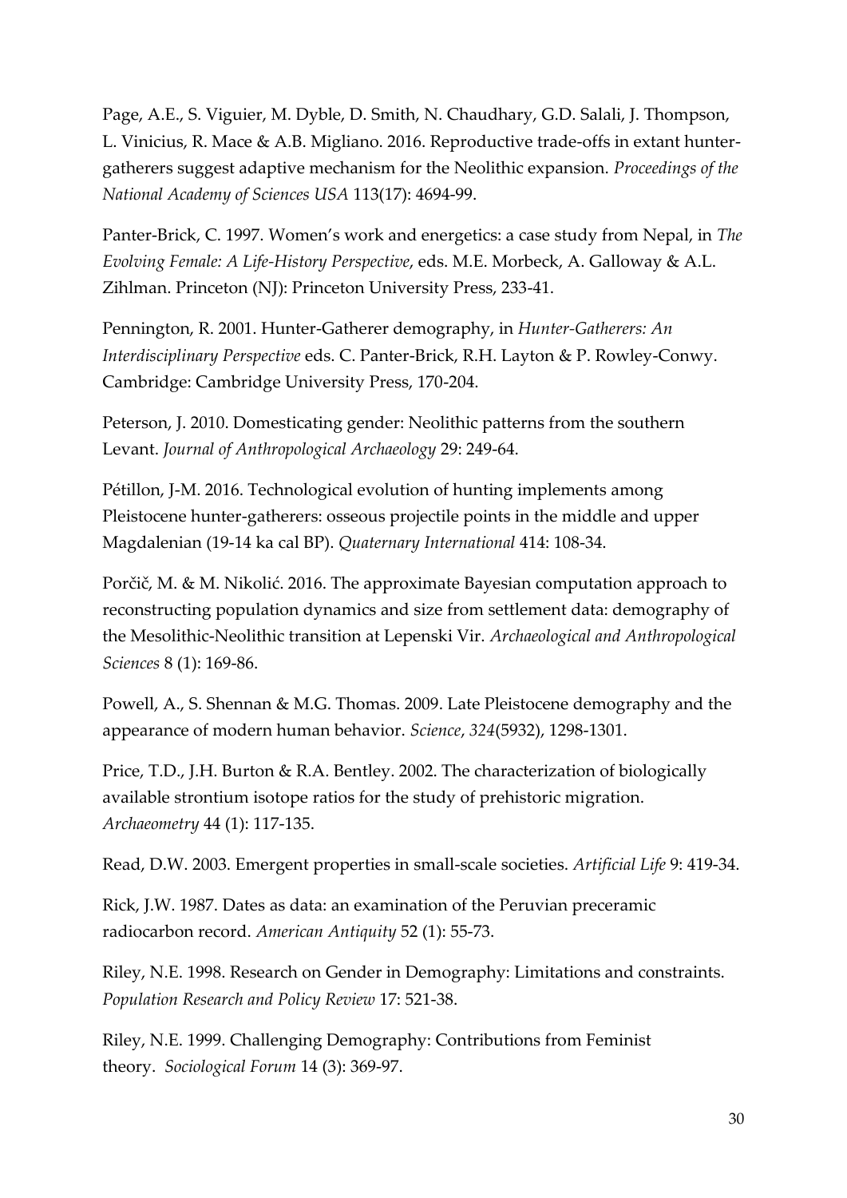Page, A.E., S. Viguier, M. Dyble, D. Smith, N. Chaudhary, G.D. Salali, J. Thompson, L. Vinicius, R. Mace & A.B. Migliano. 2016. Reproductive trade-offs in extant hunter-gatherers suggest adaptive mechanism for the Neolithic expansion. *Proceedings of the National Academy of Sciences USA* 113(17): 4694-99.

Panter-Brick, C. 1997. Women's work and energetics: a case study from Nepal, in *The Evolving Female: A Life-History Perspective*, eds. M.E. Morbeck, A. Galloway & A.L. Zihlman. Princeton (NJ): Princeton University Press, 233-41.

Pennington, R. 2001. Hunter-Gatherer demography, in *Hunter-Gatherers: An Interdisciplinary Perspective* eds. C. Panter-Brick, R.H. Layton & P. Rowley-Conwy. Cambridge: Cambridge University Press, 170-204.

Peterson, J. 2010. Domesticating gender: Neolithic patterns from the southern Levant. *Journal of Anthropological Archaeology* 29: 249-64.

Pétillon, J-M. 2016. Technological evolution of hunting implements among Pleistocene hunter-gatherers: osseous projectile points in the middle and upper Magdalenian (19-14 ka cal BP). *Quaternary International* 414: 108-34.

Porčič, M. & M. Nikolić. 2016. The approximate Bayesian computation approach to reconstructing population dynamics and size from settlement data: demography of the Mesolithic-Neolithic transition at Lepenski Vir. *Archaeological and Anthropological Sciences* 8 (1): 169-86.

Powell, A., S. Shennan & M.G. Thomas. 2009. Late Pleistocene demography and the appearance of modern human behavior. *Science*, *324*(5932), 1298-1301.

Price, T.D., J.H. Burton & R.A. Bentley. 2002. The characterization of biologically available strontium isotope ratios for the study of prehistoric migration. *Archaeometry* 44 (1): 117-135.

Read, D.W. 2003. Emergent properties in small-scale societies. *Artificial Life* 9: 419-34.

Rick, J.W. 1987. Dates as data: an examination of the Peruvian preceramic radiocarbon record. *American Antiquity* 52 (1): 55-73.

Riley, N.E. 1998. Research on Gender in Demography: Limitations and constraints. *Population Research and Policy Review* 17: 521-38.

Riley, N.E. 1999. Challenging Demography: Contributions from Feminist theory. *Sociological Forum* 14 (3): 369-97.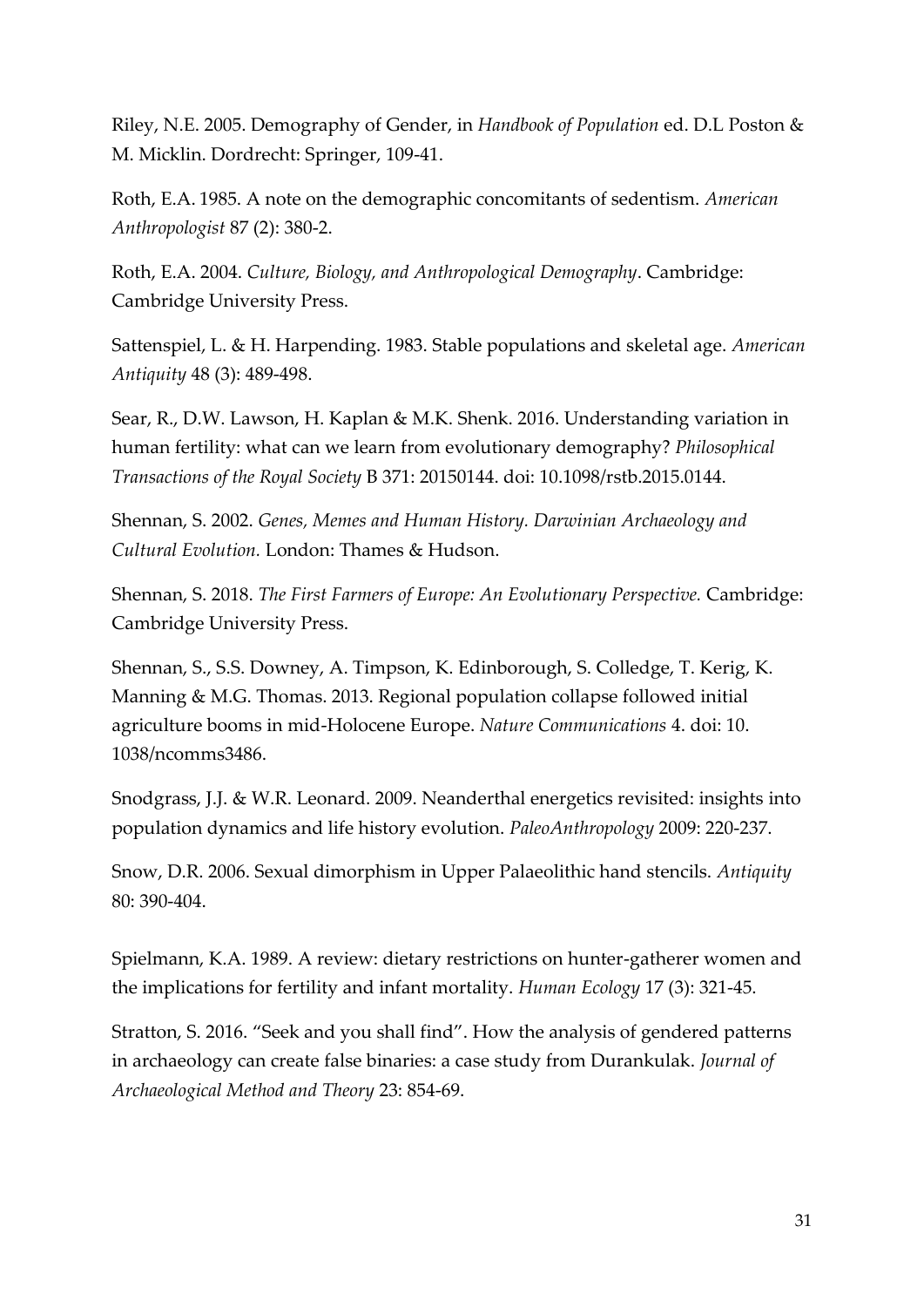Riley, N.E. 2005. Demography of Gender, in *Handbook of Population* ed. D.L Poston & M. Micklin. Dordrecht: Springer, 109-41.

Roth, E.A. 1985. A note on the demographic concomitants of sedentism. *American Anthropologist* 87 (2): 380-2.

Roth, E.A. 2004. *Culture, Biology, and Anthropological Demography*. Cambridge: Cambridge University Press.

Sattenspiel, L. & H. Harpending. 1983. Stable populations and skeletal age. *American Antiquity* 48 (3): 489-498.

Sear, R., D.W. Lawson, H. Kaplan & M.K. Shenk. 2016. Understanding variation in human fertility: what can we learn from evolutionary demography? *Philosophical Transactions of the Royal Society* B 371: 20150144. doi: 10.1098/rstb.2015.0144.

Shennan, S. 2002. *Genes, Memes and Human History. Darwinian Archaeology and Cultural Evolution.* London: Thames & Hudson.

Shennan, S. 2018. *The First Farmers of Europe: An Evolutionary Perspective.* Cambridge: Cambridge University Press.

Shennan, S., S.S. Downey, A. Timpson, K. Edinborough, S. Colledge, T. Kerig, K. Manning & M.G. Thomas. 2013. Regional population collapse followed initial agriculture booms in mid-Holocene Europe. *Nature Communications* 4. doi: 10. 1038/ncomms3486.

Snodgrass, J.J. & W.R. Leonard. 2009. Neanderthal energetics revisited: insights into population dynamics and life history evolution. *PaleoAnthropology* 2009: 220-237.

Snow, D.R. 2006. Sexual dimorphism in Upper Palaeolithic hand stencils. *Antiquity* 80: 390-404.

Spielmann, K.A. 1989. A review: dietary restrictions on hunter-gatherer women and the implications for fertility and infant mortality. *Human Ecology* 17 (3): 321-45.

Stratton, S. 2016. "Seek and you shall find". How the analysis of gendered patterns in archaeology can create false binaries: a case study from Durankulak. *Journal of Archaeological Method and Theory* 23: 854-69.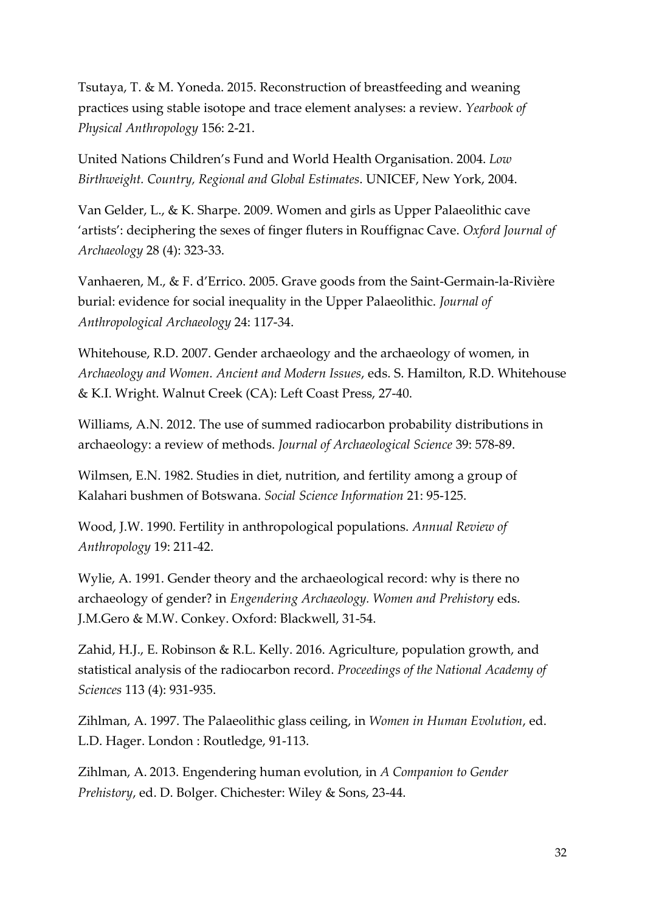Tsutaya, T. & M. Yoneda. 2015. Reconstruction of breastfeeding and weaning practices using stable isotope and trace element analyses: a review. *Yearbook of Physical Anthropology* 156: 2-21.

United Nations Children's Fund and World Health Organisation. 2004. *Low Birthweight. Country, Regional and Global Estimates*. UNICEF, New York, 2004.

Van Gelder, L., & K. Sharpe. 2009. Women and girls as Upper Palaeolithic cave 'artists': deciphering the sexes of finger fluters in Rouffignac Cave. *Oxford Journal of Archaeology* 28 (4): 323-33.

Vanhaeren, M., & F. d'Errico. 2005. Grave goods from the Saint-Germain-la-Rivière burial: evidence for social inequality in the Upper Palaeolithic. *Journal of Anthropological Archaeology* 24: 117-34.

Whitehouse, R.D. 2007. Gender archaeology and the archaeology of women, in *Archaeology and Women. Ancient and Modern Issues*, eds. S. Hamilton, R.D. Whitehouse & K.I. Wright. Walnut Creek (CA): Left Coast Press, 27-40.

Williams, A.N. 2012. The use of summed radiocarbon probability distributions in archaeology: a review of methods. *Journal of Archaeological Science* 39: 578-89.

Wilmsen, E.N. 1982. Studies in diet, nutrition, and fertility among a group of Kalahari bushmen of Botswana. *Social Science Information* 21: 95-125.

Wood, J.W. 1990. Fertility in anthropological populations. *Annual Review of Anthropology* 19: 211-42.

Wylie, A. 1991. Gender theory and the archaeological record: why is there no archaeology of gender? in *Engendering Archaeology. Women and Prehistory* eds. J.M.Gero & M.W. Conkey. Oxford: Blackwell, 31-54.

Zahid, H.J., E. Robinson & R.L. Kelly. 2016. Agriculture, population growth, and statistical analysis of the radiocarbon record. *Proceedings of the National Academy of Sciences* 113 (4): 931-935.

Zihlman, A. 1997. The Palaeolithic glass ceiling, in *Women in Human Evolution*, ed. L.D. Hager. London : Routledge, 91-113.

Zihlman, A. 2013. Engendering human evolution, in *A Companion to Gender Prehistory*, ed. D. Bolger. Chichester: Wiley & Sons, 23-44.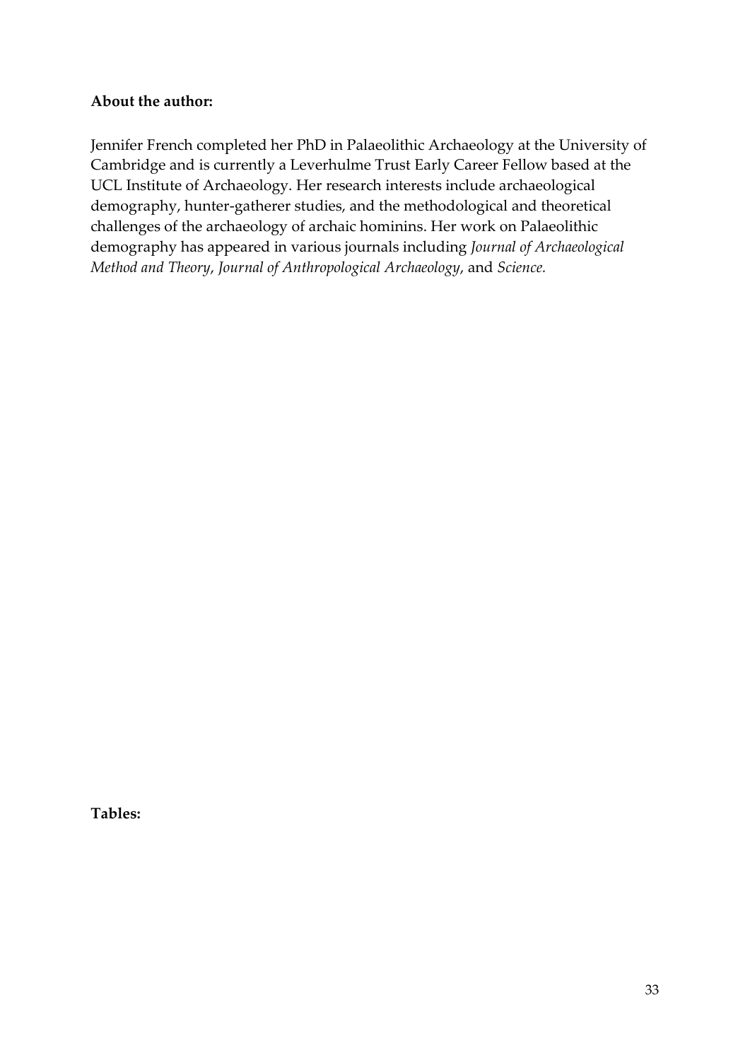**About the author:**

Jennifer French completed her PhD in Palaeolithic Archaeology at the University of Cambridge and is currently a Leverhulme Trust Early Career Fellow based at the UCL Institute of Archaeology. Her research interests include archaeological demography, hunter-gatherer studies, and the methodological and theoretical challenges of the archaeology of archaic hominins. Her work on Palaeolithic demography has appeared in various journals including *Journal of Archaeological Method and Theory*, *Journal of Anthropological Archaeology*, and *Science.*

**Tables:**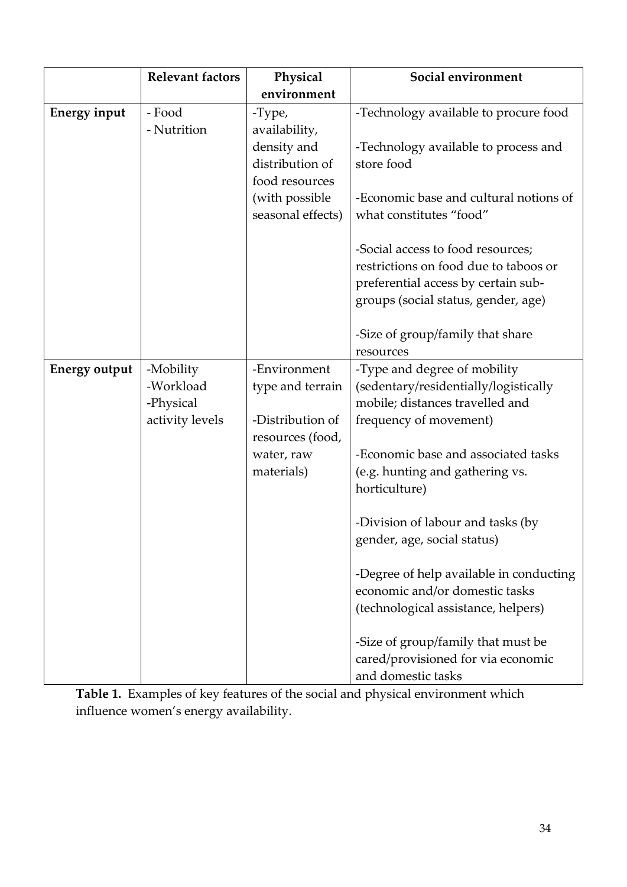| | Relevant factors | Physical environment | Social environment |
|---|---|---|---|
| **Energy input** | - Food<br>- Nutrition | -Type, availability, density and distribution of food resources (with possible seasonal effects) | -Technology available to procure food<br><br>-Technology available to process and store food<br><br>-Economic base and cultural notions of what constitutes "food"<br><br>-Social access to food resources; restrictions on food due to taboos or preferential access by certain sub-groups (social status, gender, age)<br><br>-Size of group/family that share resources |
| **Energy output** | -Mobility<br>-Workload<br>-Physical activity levels | -Environment type and terrain<br><br>-Distribution of resources (food, water, raw materials) | -Type and degree of mobility (sedentary/residentially/logistically mobile; distances travelled and frequency of movement)<br><br>-Economic base and associated tasks (e.g. hunting and gathering vs. horticulture)<br><br>-Division of labour and tasks (by gender, age, social status)<br><br>-Degree of help available in conducting economic and/or domestic tasks (technological assistance, helpers)<br><br>-Size of group/family that must be cared/provisioned for via economic and domestic tasks |

**Table 1.** Examples of key features of the social and physical environment which influence women's energy availability.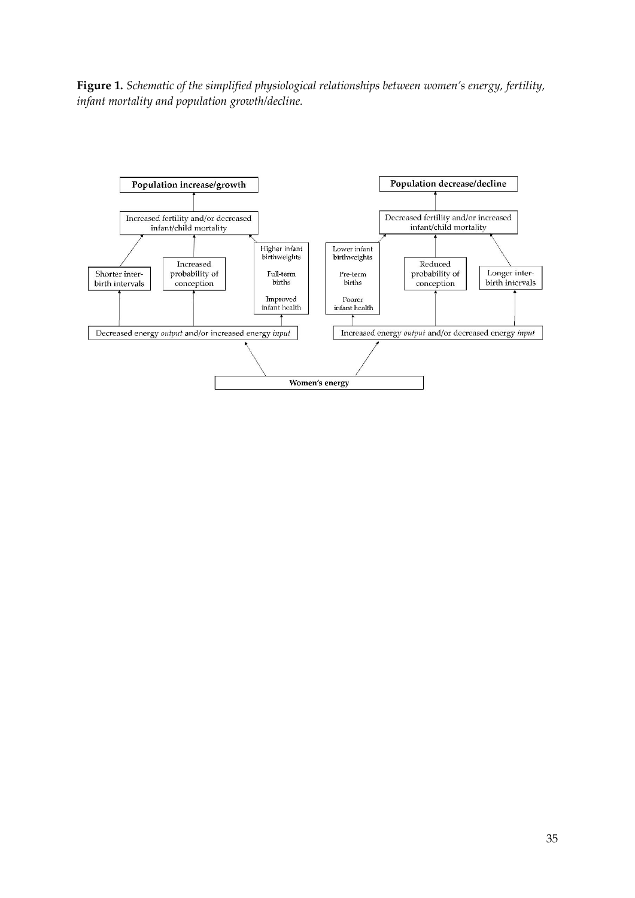**Figure 1.** *Schematic of the simplified physiological relationships between women's energy, fertility, infant mortality and population growth/decline.*

**Population increase/growth**

Increased fertility and/or decreased infant/child mortality

Shorter inter-birth intervals

Increased probability of conception

Higher infant birthweights

Full-term births

Improved infant health

Decreased energy *output* and/or increased energy *input*

**Population decrease/decline**

Decreased fertility and/or increased infant/child mortality

Lower infant birthweights

Pre-term births

Poorer infant health

Reduced probability of conception

Longer inter-birth intervals

Increased energy *output* and/or decreased energy *input*

**Women's energy**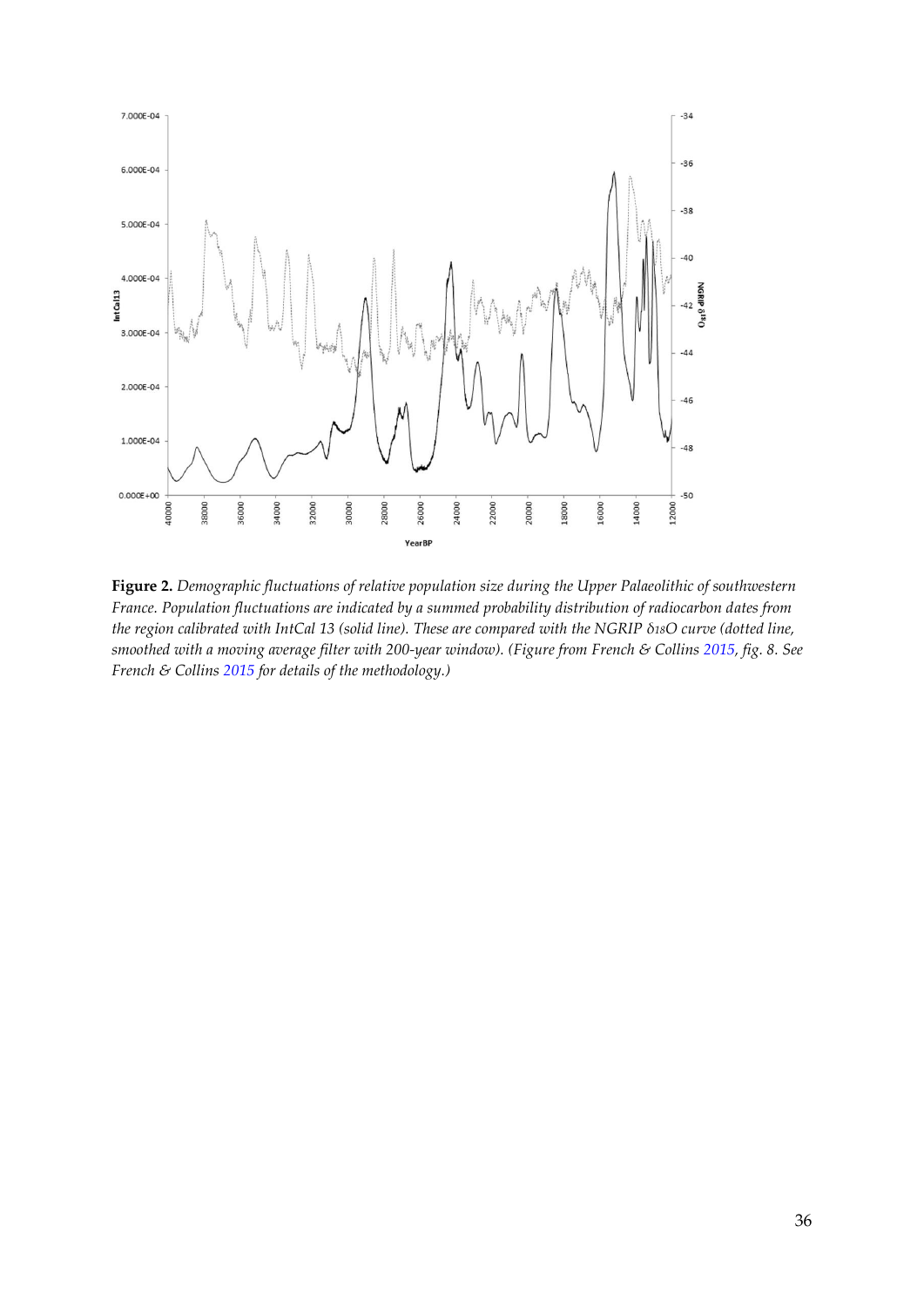7.000E-04
6.000E-04
5.000E-04
4.000E-04
3.000E-04
2.000E-04
1.000E-04
0.000E+00

IntCal13

-34
-36
-38
-40
-42
-44
-46
-48
-50

NGRIP δ18O

40000
38000
36000
34000
32000
30000
28000
26000
24000
22000
20000
18000
16000
14000
12000

YearBP

**Figure 2.** *Demographic fluctuations of relative population size during the Upper Palaeolithic of southwestern France. Population fluctuations are indicated by a summed probability distribution of radiocarbon dates from the region calibrated with IntCal 13 (solid line). These are compared with the NGRIP δ18O curve (dotted line, smoothed with a moving average filter with 200-year window). (Figure from French & Collins 2015, fig. 8. See French & Collins 2015 for details of the methodology.)*